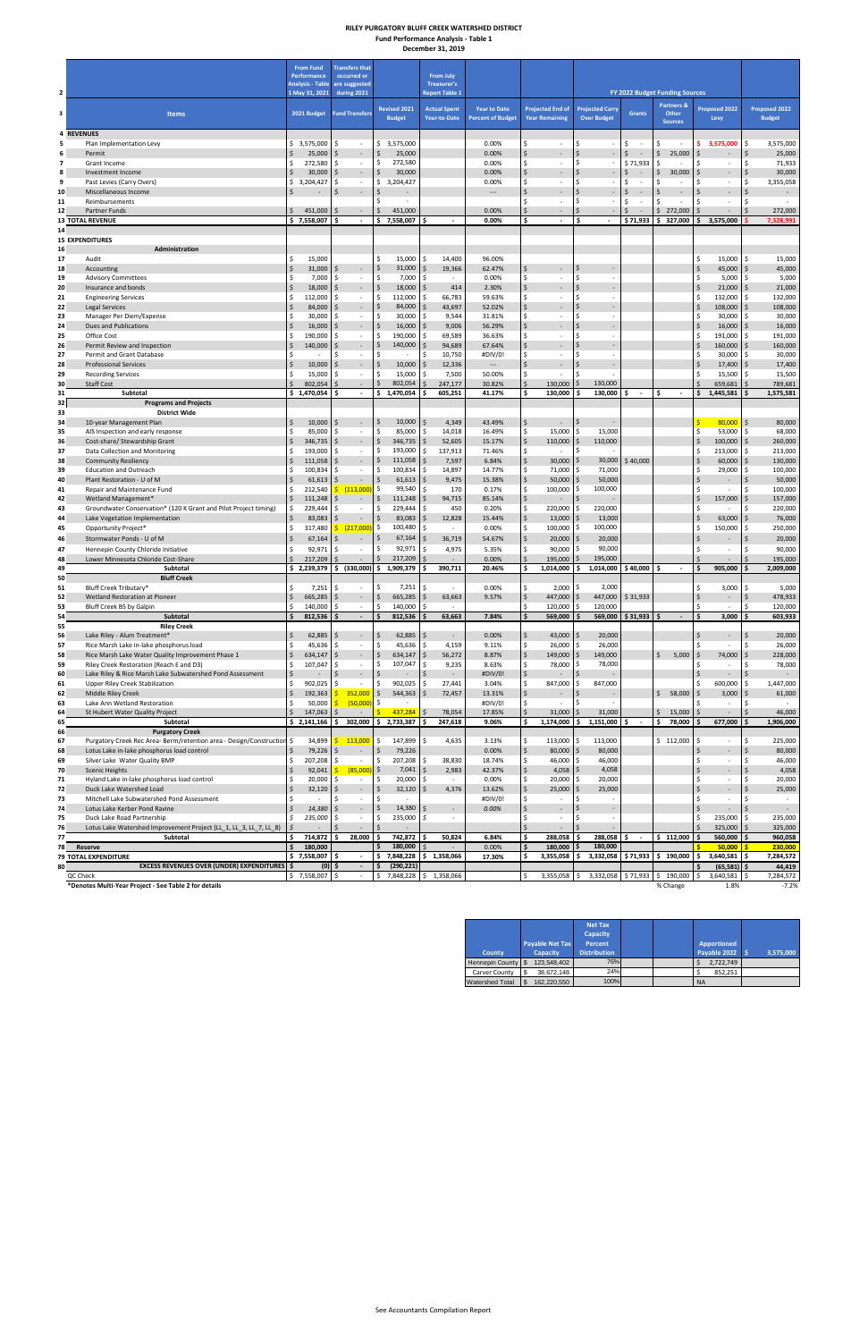# RILEY PURGATORY BLUFF CREEK WATERSHED DISTRICT

**Fund Performance Analysis - Table 1**

**December 31, 2019**

| | Items | 2021 Budget (From Fund Performance Analysis - Table 1 May 31, 2021) | Fund Transfers (Transfers that occurred or are suggested during 2021) | Revised 2021 Budget | Actual Spent Year-to-Date (From July Treasurer's Report Table 1) | Year to Date Percent of Budget | Projected End of Year Remaining | Projected Carry Over Budget | Grants (FY 2022 Budget Funding Sources) | Partners & Other Sources | Proposed 2022 Levy | Proposed 2022 Budget |
|---|---|---|---|---|---|---|---|---|---|---|---|---|
| 4 | **REVENUES** | | | | | | | | | | | |
| 5 | Plan Implementation Levy | $ 3,575,000 | $ - | $ 3,575,000 | | 0.00% | $ - | $ - | $ - | $ - | $ 3,575,000 | $ 3,575,000 |
| 6 | Permit | $ 25,000 | $ - | $ 25,000 | | 0.00% | $ - | $ - | $ - | $ 25,000 | $ - | $ 25,000 |
| 7 | Grant Income | $ 272,580 | $ - | $ 272,580 | | 0.00% | $ - | $ - | $ 71,933 | $ - | $ - | $ 71,933 |
| 8 | Investment Income | $ 30,000 | $ - | $ 30,000 | | 0.00% | $ - | $ - | $ - | $ 30,000 | $ - | $ 30,000 |
| 9 | Past Levies (Carry Overs) | $ 3,204,427 | $ - | $ 3,204,427 | | 0.00% | $ - | $ - | $ - | $ - | $ - | $ 3,355,058 |
| 10 | Miscellaneous Income | $ - | $ - | $ - | | --- | $ - | $ - | $ - | $ - | $ - | $ - |
| 11 | Reimbursements | | | $ - | | | $ - | $ - | $ - | $ - | $ - | $ - |
| 12 | Partner Funds | $ 451,000 | $ - | $ 451,000 | | 0.00% | $ - | $ - | $ - | $ 272,000 | $ - | $ 272,000 |
| 13 | **TOTAL REVENUE** | $ 7,558,007 | $ - | $ 7,558,007 | $ - | 0.00% | $ - | $ - | $ 71,933 | $ 327,000 | $ 3,575,000 | 7,328,991 |
| 14 | | | | | | | | | | | | |
| 15 | **EXPENDITURES** | | | | | | | | | | | |
| 16 | **Administration** | | | | | | | | | | | |
| 17 | Audit | $ 15,000 | | $ 15,000 | $ 14,400 | 96.00% | | | | | $ 15,000 | $ 15,000 |
| 18 | Accounting | $ 31,000 | $ - | $ 31,000 | $ 19,366 | 62.47% | $ - | $ - | | | $ 45,000 | $ 45,000 |
| 19 | Advisory Committees | $ 7,000 | $ - | $ 7,000 | $ - | 0.00% | $ - | $ - | | | $ 5,000 | $ 5,000 |
| 20 | Insurance and bonds | $ 18,000 | $ - | $ 18,000 | $ 414 | 2.30% | $ - | $ - | | | $ 21,000 | $ 21,000 |
| 21 | Engineering Services | $ 112,000 | $ - | $ 112,000 | $ 66,783 | 59.63% | $ - | $ - | | | $ 132,000 | $ 132,000 |
| 22 | Legal Services | $ 84,000 | $ - | $ 84,000 | $ 43,697 | 52.02% | $ - | $ - | | | $ 108,000 | $ 108,000 |
| 23 | Manager Per Diem/Expense | $ 30,000 | $ - | $ 30,000 | $ 9,544 | 31.81% | $ - | $ - | | | $ 30,000 | $ 30,000 |
| 24 | Dues and Publications | $ 16,000 | $ - | $ 16,000 | $ 9,006 | 56.29% | $ - | $ - | | | $ 16,000 | $ 16,000 |
| 25 | Office Cost | $ 190,000 | $ - | $ 190,000 | $ 69,589 | 36.63% | $ - | $ - | | | $ 191,000 | $ 191,000 |
| 26 | Permit Review and Inspection | $ 140,000 | $ - | $ 140,000 | $ 94,689 | 67.64% | $ - | $ - | | | $ 160,000 | $ 160,000 |
| 27 | Permit and Grant Database | $ - | $ - | $ - | $ 10,750 | #DIV/0! | $ - | $ - | | | $ 30,000 | $ 30,000 |
| 28 | Professional Services | $ 10,000 | $ - | $ 10,000 | $ 12,336 | --- | $ - | $ - | | | $ 17,400 | $ 17,400 |
| 29 | Recording Services | $ 15,000 | $ - | $ 15,000 | $ 7,500 | 50.00% | $ - | $ - | | | $ 15,500 | $ 15,500 |
| 30 | Staff Cost | $ 802,054 | $ - | $ 802,054 | $ 247,177 | 30.82% | $ 130,000 | $ 130,000 | | | $ 659,681 | $ 789,681 |
| 31 | **Subtotal** | $ 1,470,054 | $ - | $ 1,470,054 | $ 605,251 | 41.17% | $ 130,000 | $ 130,000 | $ - | $ - | $ 1,445,581 | $ 1,575,581 |
| 32 | **Programs and Projects** | | | | | | | | | | | |
| 33 | **District Wide** | | | | | | | | | | | |
| 34 | 10-year Management Plan | $ 10,000 | $ - | $ 10,000 | $ 4,349 | 43.49% | $ - | $ - | | | $ 80,000 | $ 80,000 |
| 35 | AIS Inspection and early response | $ 85,000 | $ - | $ 85,000 | $ 14,018 | 16.49% | $ 15,000 | $ 15,000 | | | $ 53,000 | $ 68,000 |
| 36 | Cost-share/ Stewardship Grant | $ 346,735 | $ - | $ 346,735 | $ 52,605 | 15.17% | $ 110,000 | $ 110,000 | | | $ 100,000 | $ 260,000 |
| 37 | Data Collection and Monitoring | $ 193,000 | $ - | $ 193,000 | $ 137,913 | 71.46% | $ - | $ - | | | $ 213,000 | $ 213,000 |
| 38 | Community Resiliency | $ 111,058 | $ - | $ 111,058 | $ 7,597 | 6.84% | $ 30,000 | $ 30,000 | $ 40,000 | | $ 60,000 | $ 130,000 |
| 39 | Education and Outreach | $ 100,834 | $ - | $ 100,834 | $ 14,897 | 14.77% | $ 71,000 | $ 71,000 | | | $ 29,000 | $ 100,000 |
| 40 | Plant Restoration - U of M | $ 61,613 | $ - | $ 61,613 | $ 9,475 | 15.38% | $ 50,000 | $ 50,000 | | | $ - | $ 50,000 |
| 41 | Repair and Maintenance Fund | $ 212,540 | $ (113,000) | $ 99,540 | $ 170 | 0.17% | $ 100,000 | $ 100,000 | | | $ - | $ 100,000 |
| 42 | Wetland Management* | $ 111,248 | $ - | $ 111,248 | $ 94,715 | 85.14% | $ - | $ - | | | $ 157,000 | $ 157,000 |
| 43 | Groundwater Conservation* (120 K Grant and Pilot Project timing) | $ 229,444 | $ - | $ 229,444 | $ 450 | 0.20% | $ 220,000 | $ 220,000 | | | $ - | $ 220,000 |
| 44 | Lake Vegetation Implementation | $ 83,083 | $ - | $ 83,083 | $ 12,828 | 15.44% | $ 13,000 | $ 13,000 | | | $ 63,000 | $ 76,000 |
| 45 | Opportunity Project* | $ 317,480 | $ (217,000) | $ 100,480 | $ - | 0.00% | $ 100,000 | $ 100,000 | | | $ 150,000 | $ 250,000 |
| 46 | Stormwater Ponds - U of M | $ 67,164 | $ - | $ 67,164 | $ 36,719 | 54.67% | $ 20,000 | $ 20,000 | | | $ - | $ 20,000 |
| 47 | Hennepin County Chloride Initiative | $ 92,971 | $ - | $ 92,971 | $ 4,975 | 5.35% | $ 90,000 | $ 90,000 | | | $ - | $ 90,000 |
| 48 | Lower Minnesota Chloride Cost-Share | $ 217,209 | $ - | $ 217,209 | $ - | 0.00% | $ 195,000 | $ 195,000 | | | $ - | $ 195,000 |
| 49 | **Subtotal** | $ 2,239,379 | $ (330,000) | $ 1,909,379 | $ 390,711 | 20.46% | $ 1,014,000 | $ 1,014,000 | $ 40,000 | $ - | $ 905,000 | $ 2,009,000 |
| 50 | **Bluff Creek** | | | | | | | | | | | |
| 51 | Bluff Creek Tributary* | $ 7,251 | $ - | $ 7,251 | $ - | 0.00% | $ 2,000 | $ 2,000 | | | $ 3,000 | $ 5,000 |
| 52 | Wetland Restoration at Pioneer | $ 665,285 | $ - | $ 665,285 | $ 63,663 | 9.57% | $ 447,000 | $ 447,000 | $ 31,933 | | $ - | $ 478,933 |
| 53 | Bluff Creek BS by Galpin | $ 140,000 | $ - | $ 140,000 | $ - | | $ 120,000 | $ 120,000 | | | $ - | $ 120,000 |
| 54 | **Subtotal** | $ 812,536 | $ - | $ 812,536 | $ 63,663 | 7.84% | $ 569,000 | $ 569,000 | $ 31,933 | $ - | $ 3,000 | $ 603,933 |
| 55 | **Riley Creek** | | | | | | | | | | | |
| 56 | Lake Riley - Alum Treatment* | $ 62,885 | $ - | $ 62,885 | $ - | 0.00% | $ 43,000 | $ 20,000 | | | $ - | $ 20,000 |
| 57 | Rice Marsh Lake in-lake phosphorus load | $ 45,636 | $ - | $ 45,636 | $ 4,159 | 9.11% | $ 26,000 | $ 26,000 | | | $ - | $ 26,000 |
| 58 | Rice Marsh Lake Water Quality Improvement Phase 1 | $ 634,147 | $ - | $ 634,147 | $ 56,272 | 8.87% | $ 149,000 | $ 149,000 | | $ 5,000 | $ 74,000 | $ 228,000 |
| 59 | Riley Creek Restoration (Reach E and D3) | $ 107,047 | $ - | $ 107,047 | $ 9,235 | 8.63% | $ 78,000 | $ 78,000 | | | $ - | $ 78,000 |
| 60 | Lake Riley & Rice Marsh Lake Subwatershed Pond Assessment | $ - | $ - | $ - | $ - | #DIV/0! | $ - | $ - | | | $ - | $ - |
| 61 | Upper Riley Creek Stabilization | $ 902,025 | $ - | $ 902,025 | $ 27,441 | 3.04% | $ 847,000 | $ 847,000 | | | $ 600,000 | $ 1,447,000 |
| 62 | Middle Riley Creek | $ 192,363 | $ 352,000 | $ 544,363 | $ 72,457 | 13.31% | $ - | $ - | | $ 58,000 | $ 3,000 | $ 61,000 |
| 63 | Lake Ann Wetland Restoration | $ 50,000 | $ (50,000) | $ - | | #DIV/0! | $ - | $ - | | | $ - | $ - |
| 64 | St Hubert Water Quality Project | $ 147,063 | $ - | $ 437,284 | $ 78,054 | 17.85% | $ 31,000 | $ 31,000 | | $ 15,000 | $ - | $ 46,000 |
| 65 | **Subtotal** | $ 2,141,166 | $ 302,000 | $ 2,733,387 | $ 247,618 | 9.06% | $ 1,174,000 | $ 1,151,000 | $ - | $ 78,000 | $ 677,000 | $ 1,906,000 |
| 66 | **Purgatory Creek** | | | | | | | | | | | |
| 67 | Purgatory Creek Rec Area- Berm/retention area - Design/Construction | $ 34,899 | $ 113,000 | $ 147,899 | $ 4,635 | 3.13% | $ 113,000 | $ 113,000 | | $ 112,000 | $ - | $ 225,000 |
| 68 | Lotus Lake in-lake phosphorus load control | $ 79,226 | $ - | $ 79,226 | | 0.00% | $ 80,000 | $ 80,000 | | | $ - | $ 80,000 |
| 69 | Silver Lake Water Quality BMP | $ 207,208 | $ - | $ 207,208 | $ 38,830 | 18.74% | $ 46,000 | $ 46,000 | | | $ - | $ 46,000 |
| 70 | Scenic Heights | $ 92,041 | $ (85,000) | $ 7,041 | $ 2,983 | 42.37% | $ 4,058 | $ 4,058 | | | $ - | $ 4,058 |
| 71 | Hyland Lake in-lake phosphorus load control | $ 20,000 | $ - | $ 20,000 | $ - | 0.00% | $ 20,000 | $ 20,000 | | | $ - | $ 20,000 |
| 72 | Duck Lake Watershed Load | $ 32,120 | $ - | $ 32,120 | $ 4,376 | 13.62% | $ 25,000 | $ 25,000 | | | $ - | $ 25,000 |
| 73 | Mitchell Lake Subwatershed Pond Assessment | $ - | $ - | $ - | | #DIV/0! | $ - | $ - | | | $ - | $ - |
| 74 | Lotus Lake Kerber Pond Ravine | $ 14,380 | $ - | $ 14,380 | $ - | 0.00% | $ - | $ - | | | $ - | $ - |
| 75 | Duck Lake Road Partnership | $ 235,000 | $ - | $ 235,000 | $ - | | $ - | $ - | | | $ 235,000 | $ 235,000 |
| 76 | Lotus Lake Watershed Improvement Project (LL_1, LL_3, LL_7, LL_8) | $ - | | $ - | | | | $ - | | | $ 325,000 | $ 325,000 |
| 77 | **Subtotal** | $ 714,872 | $ 28,000 | $ 742,872 | $ 50,824 | 6.84% | $ 288,058 | $ 288,058 | $ - | $ 112,000 | $ 560,000 | $ 960,058 |
| 78 | **Reserve** | $ 180,000 | | $ 180,000 | $ - | 0.00% | $ 180,000 | $ 180,000 | | | $ 50,000 | $ 230,000 |
| 79 | **TOTAL EXPENDITURE** | $ 7,558,007 | $ - | $ 7,848,228 | $ 1,358,066 | 17.30% | $ 3,355,058 | $ 3,332,058 | $ 71,933 | $ 190,000 | $ 3,640,581 | $ 7,284,572 |
| 80 | **EXCESS REVENUES OVER (UNDER) EXPENDITURES** | $ (0) | $ - | $ (290,221) | | | | | | | $ (65,581) | $ 44,419 |
| | QC Check | $ 7,558,007 | $ - | $ 7,848,228 | $ 1,358,066 | | $ 3,355,058 | $ 3,332,058 | $ 71,933 | $ 190,000 | $ 3,640,581 | $ 7,284,572 |
| | | | | | | | | | | % Change | 1.8% | -7.2% |

*Denotes Multi-Year Project - See Table 2 for details

| County | Payable Net Tax Capacity | Net Tax Capacity Percent Distribution | Apportioned Payable 2022 | $ 3,575,000 |
|---|---|---|---|---|
| Hennepin County | $ 123,548,402 | 76% | $ 2,722,749 | |
| Carver County | $ 38,672,148 | 24% | $ 852,251 | |
| Watershed Total | $ 162,220,550 | 100% | NA | |

See Accountants Compilation Report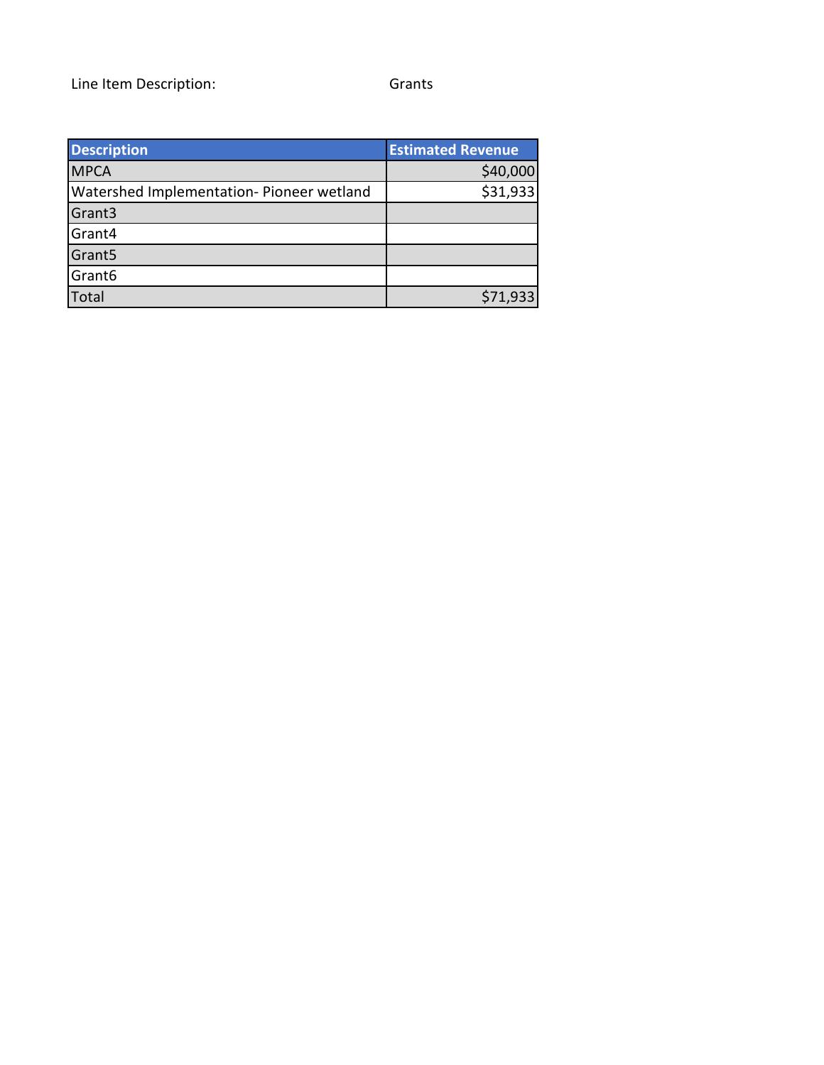Line Item Description: Grants

| Description | Estimated Revenue |
|---|---|
| MPCA | $40,000 |
| Watershed Implementation- Pioneer wetland | $31,933 |
| Grant3 | |
| Grant4 | |
| Grant5 | |
| Grant6 | |
| Total | $71,933 |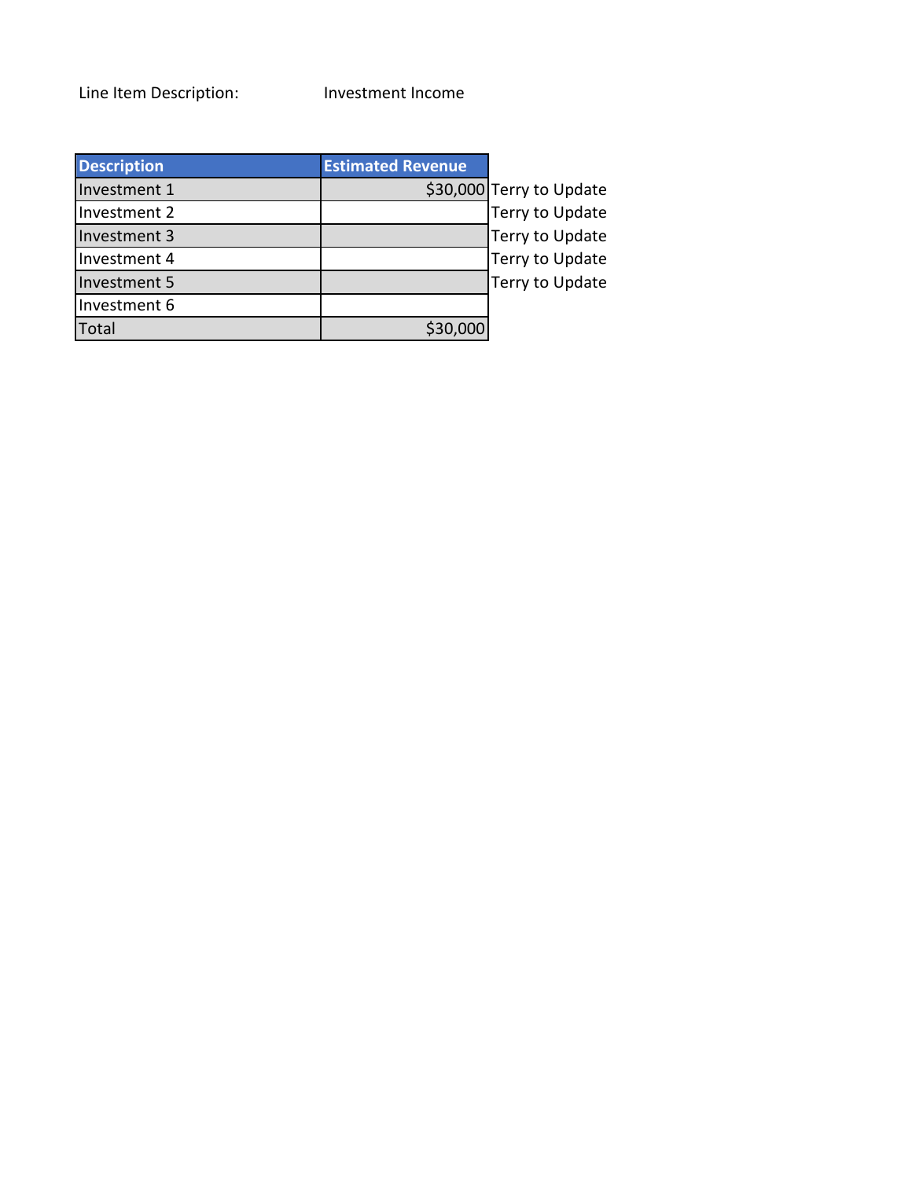Line Item Description: Investment Income

| Description | Estimated Revenue | |
|---|---|---|
| Investment 1 | $30,000 | Terry to Update |
| Investment 2 | | Terry to Update |
| Investment 3 | | Terry to Update |
| Investment 4 | | Terry to Update |
| Investment 5 | | Terry to Update |
| Investment 6 | | |
| Total | $30,000 | |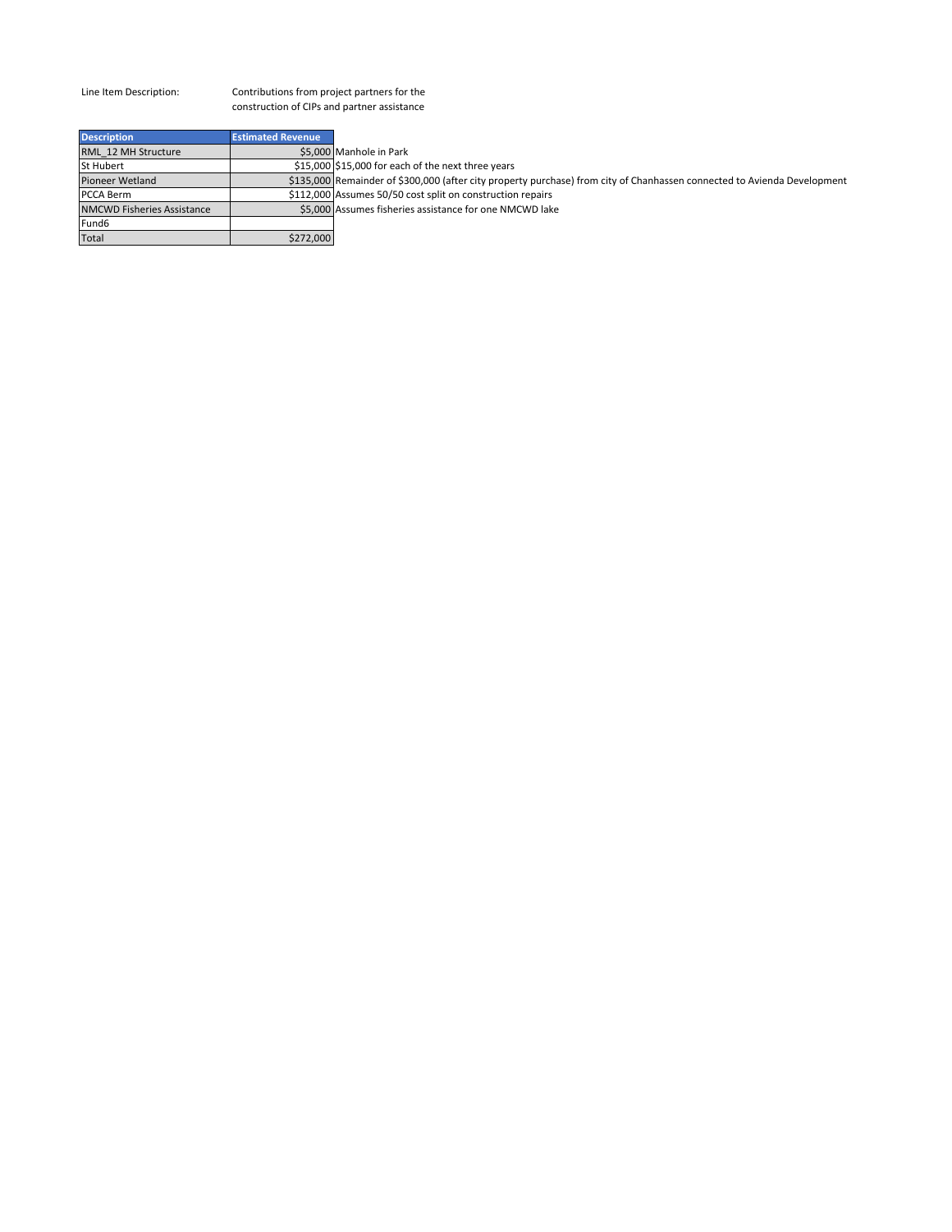Line Item Description: Contributions from project partners for the construction of CIPs and partner assistance

| Description | Estimated Revenue | |
|---|---|---|
| RML_12 MH Structure | $5,000 | Manhole in Park |
| St Hubert | $15,000 | $15,000 for each of the next three years |
| Pioneer Wetland | $135,000 | Remainder of $300,000 (after city property purchase) from city of Chanhassen connected to Avienda Development |
| PCCA Berm | $112,000 | Assumes 50/50 cost split on construction repairs |
| NMCWD Fisheries Assistance | $5,000 | Assumes fisheries assistance for one NMCWD lake |
| Fund6 | | |
| Total | $272,000 | |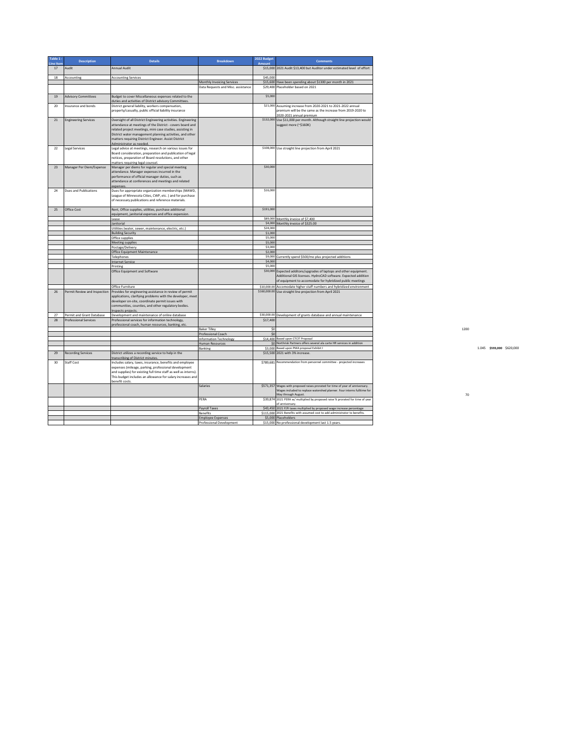| Table 1 - Line Item | Description | Details | Breakdown | 2022 Budget Amount | Comments |
|---|---|---|---|---|---|
| 17 | Audit | Annual Audit | | $15,000 | 2021 Audit $13,400 but Auditor under estimated level of effort |
| 18 | Accounting | Accounting Services | | $45,000 | |
| | | | Monthly Invoicing Services | $15,600 | Have been spending about $1300 per month in 2021 |
| | | | Data Requests and Misc. assistance | $29,400 | Placeholder based on 2021 |
| 19 | Advisory Committees | Budget to cover Miscellaneous expenses related to the duties and activities of District advisory Committees. | | $5,000 | |
| 20 | Insurance and bonds | District general liability, workers compensation, property/casualty, public official liability insurance | | $21,000 | Assuming increase from 2020-2021 to 2021-2022 annual premium will be the same as the increase from 2019-2020 to 2020-2021 annual premium |
| 21 | Engineering Services | Oversight of all District Engineering activities. Engineering attendance at meetings of the District - covers board and related project meetings, mini case studies, assisting in District water management planning activities, and other matters requiring District Engineer. Assist District Administrator as needed. | | $132,000 | Use $11,000 per month. Although straight line projection would suggest more (~$160K) |
| 22 | Legal Services | Legal advice at meetings, research on various issues for Board consideration, preparation and publication of legal notices, preparation of Board resolutions, and other matters requiring legal counsel. | | $108,000 | Use straight line projection from April 2021 |
| 23 | Manager Per Diem/Expense | Manager per diems for regular and special meeting attendance. Manager expenses incurred in the performance of official manager duties, such as attendance at conferences and meetings and related expenses. | | $30,000 | |
| 24 | Dues and Publications | Dues for appropriate organization memberships (MAWD, League of Minnesota Cities, CWP, etc. ) and for purchase of necessary publications and reference materials. | | $16,000 | |
| 25 | Office Cost | Rent, Office supplies, utilities, purchase additional equipment, janitorial expenses and office expansion. | | $191,000 | |
| | | Lease | | $89,000 | Monthly invoice of $7,400 |
| | | Janitorial | | $4,000 | Monthly invoice of $325.00 |
| | | Utilities (water, sewer, maintenance, electric, etc.) | | $24,000 | |
| | | Building Security | | $1,000 | |
| | | Office supplies | | $5,000 | |
| | | Meeting supplies | | $5,000 | |
| | | Postage/Delivery | | $3,000 | |
| | | Office Equipment Maintenance | | $2,000 | |
| | | Telephones | | $9,000 | Currently spend $500/mo plus projected additions |
| | | Internet Service | | $4,000 | |
| | | Printing | | $5,000 | |
| | | Office Equipment and Software | | $30,000 | Expected additons/upgrades of laptops and other equipment. Additional GIS licenses. HydroCAD software. Expected addition of equipment to accomodate for hybridized public meetings |
| | | Office Furniture | | $10,000.00 | Accomodate higher staff numbers and hybridized environment |
| 26 | Permit Review and Inspection | Provides for engineering assistance in review of permit applications, clarifying problems with the developer, meet developer on-site, coordinate permit issues with communities, counties, and other regulatory bodies. Inspects projects. | | $160,000.00 | Use straight line projection from April 2021 |
| 27 | Permit and Grant Database | Development and maintenance of online database | | $30,000.00 | Development of grants database and annual maintenance |
| 28 | Professional Services | Professional services for information technology, professional coach, human resources, banking, etc. | | $17,400 | |
| | | | Baker Tilley | $0 | |
| | | | Professional Coach | $0 | |
| | | | Information Technology | $14,400 | Based upon CTCIT Proposal |
| | | | Human Resources | $0 | Northrisk Partners offers several ala carte HR services in addition |
| | | | Banking | $3,000 | Based upon PMA proposal Exhibit I |
| 29 | Recording Services | District utilizes a recording service to help in the transcribing of District minutes. | | $15,500 | 2021 with 3% increase. |
| 30 | Staff Cost | Includes salary, taxes, insurance, benefits and employee expenses (mileage, parking, professional development and supplies) for existing full time staff as well as interns). This budget includes an allowance for salary increases and benefit costs. | | $789,681 | Recommendation from personnel committee - projected increases |
| | | | Salaries | $571,357 | Wages with proposed raises prorated for time of year of anniversary. Wages included to replace watershed planner. Four interns fulltime for May through August. |
| | | | PERA | $39,874 | 2021 PERA w/ multiplied by proposed raise % prorated for time of year of anniversary. |
| | | | Payroll Taxes | $43,450 | 2021 P/R taxes multiplied by proposed wage increase percentage |
| | | | Benefits | $115,000 | 2021 Benefits with assumed cost to add administrator to benefits. |
| | | | Employee Expenses | $5,000 | Placeholders |
| | | | Professional Development | $15,000 | No professional development last 1.5 years. |

1200

1.045 **$593,000** $620,000

70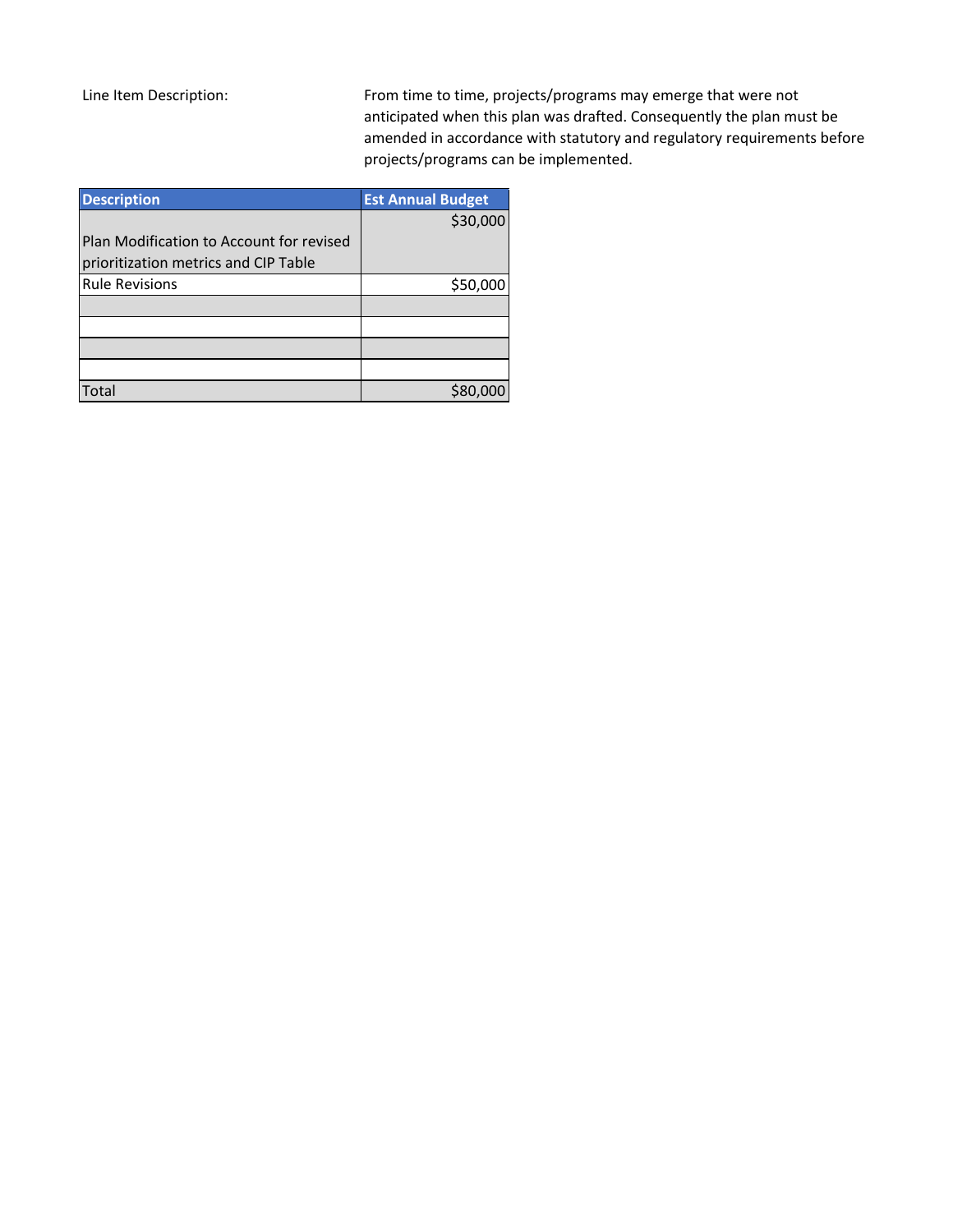Line Item Description: From time to time, projects/programs may emerge that were not anticipated when this plan was drafted. Consequently the plan must be amended in accordance with statutory and regulatory requirements before projects/programs can be implemented.

| Description | Est Annual Budget |
| --- | --- |
| Plan Modification to Account for revised prioritization metrics and CIP Table | $30,000 |
| Rule Revisions | $50,000 |
| | |
| | |
| | |
| | |
| Total | $80,000 |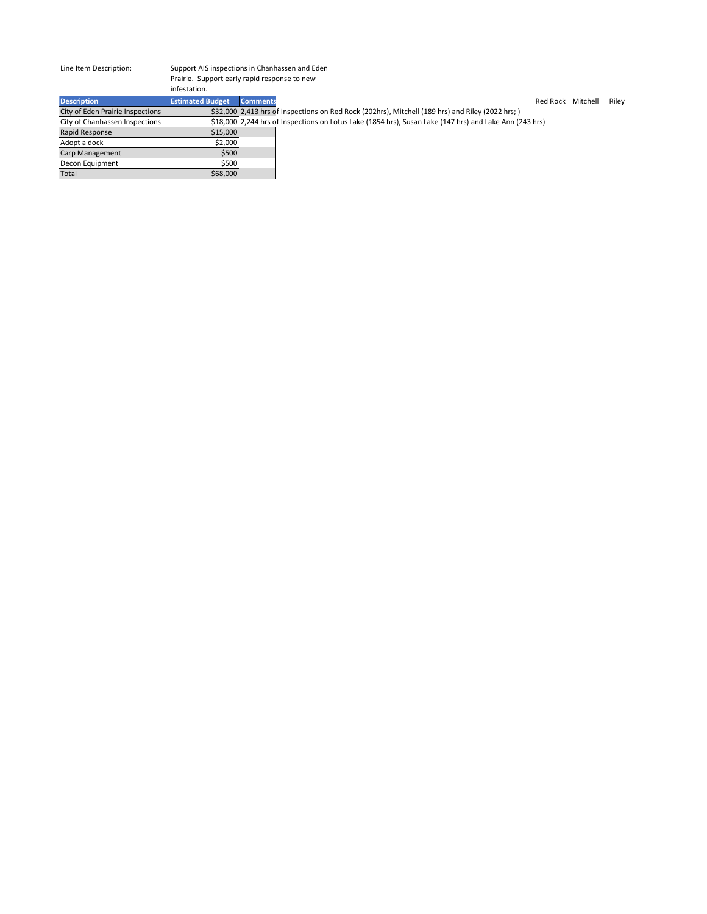Line Item Description: Support AIS inspections in Chanhassen and Eden Prairie. Support early rapid response to new infestation.

| Description | Estimated Budget | Comments |
|---|---|---|
| City of Eden Prairie Inspections | $32,000 | 2,413 hrs of Inspections on Red Rock (202hrs), Mitchell (189 hrs) and Riley (2022 hrs; ) |
| City of Chanhassen Inspections | $18,000 | 2,244 hrs of Inspections on Lotus Lake (1854 hrs), Susan Lake (147 hrs) and Lake Ann (243 hrs) |
| Rapid Response | $15,000 | |
| Adopt a dock | $2,000 | |
| Carp Management | $500 | |
| Decon Equipment | $500 | |
| Total | $68,000 | |

Red Rock Mitchell Riley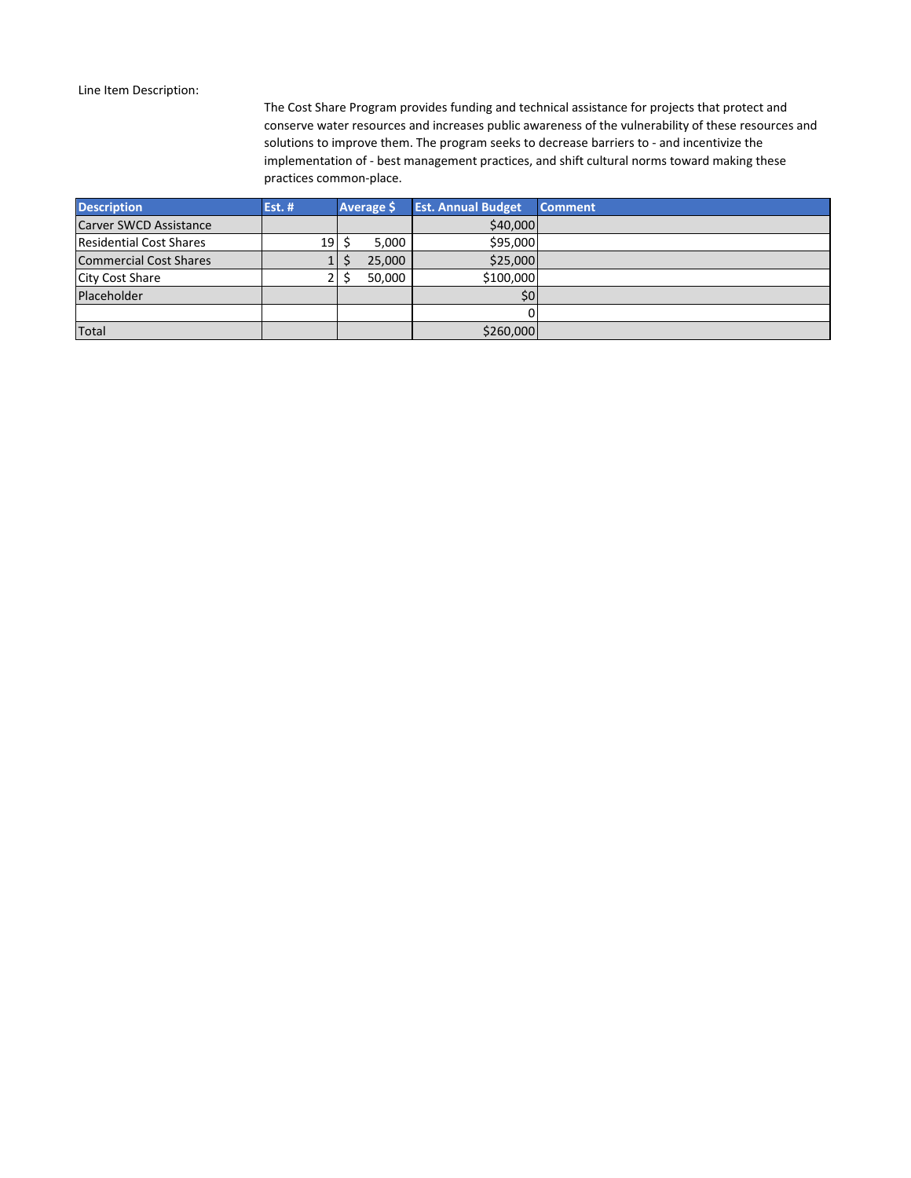Line Item Description:

The Cost Share Program provides funding and technical assistance for projects that protect and conserve water resources and increases public awareness of the vulnerability of these resources and solutions to improve them. The program seeks to decrease barriers to - and incentivize the implementation of - best management practices, and shift cultural norms toward making these practices common-place.

| Description | Est. # | Average $ | Est. Annual Budget | Comment |
|---|---|---|---|---|
| Carver SWCD Assistance | | | $40,000 | |
| Residential Cost Shares | 19 | $ 5,000 | $95,000 | |
| Commercial Cost Shares | 1 | $ 25,000 | $25,000 | |
| City Cost Share | 2 | $ 50,000 | $100,000 | |
| Placeholder | | | $0 | |
| | | | 0 | |
| Total | | | $260,000 | |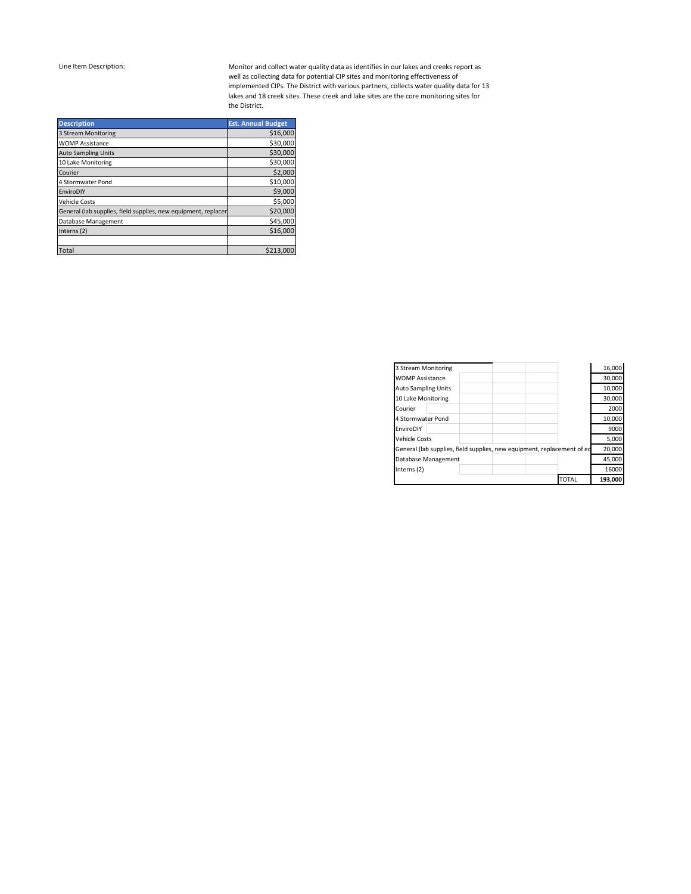Line Item Description:

Monitor and collect water quality data as identifies in our lakes and creeks report as well as collecting data for potential CIP sites and monitoring effectiveness of implemented CIPs. The District with various partners, collects water quality data for 13 lakes and 18 creek sites. These creek and lake sites are the core monitoring sites for the District.

| Description | Est. Annual Budget |
|---|---|
| 3 Stream Monitoring | $16,000 |
| WOMP Assistance | $30,000 |
| Auto Sampling Units | $30,000 |
| 10 Lake Monitoring | $30,000 |
| Courier | $2,000 |
| 4 Stormwater Pond | $10,000 |
| EnviroDIY | $9,000 |
| Vehicle Costs | $5,000 |
| General (lab supplies, field supplies, new equipment, replacer | $20,000 |
| Database Management | $45,000 |
| Interns (2) | $16,000 |
| | |
| Total | $213,000 |

| | |
|---|---|
| 3 Stream Monitoring | 16,000 |
| WOMP Assistance | 30,000 |
| Auto Sampling Units | 10,000 |
| 10 Lake Monitoring | 30,000 |
| Courier | 2000 |
| 4 Stormwater Pond | 10,000 |
| EnviroDIY | 9000 |
| Vehicle Costs | 5,000 |
| General (lab supplies, field supplies, new equipment, replacement of ec | 20,000 |
| Database Management | 45,000 |
| Interns (2) | 16000 |
| TOTAL | **193,000** |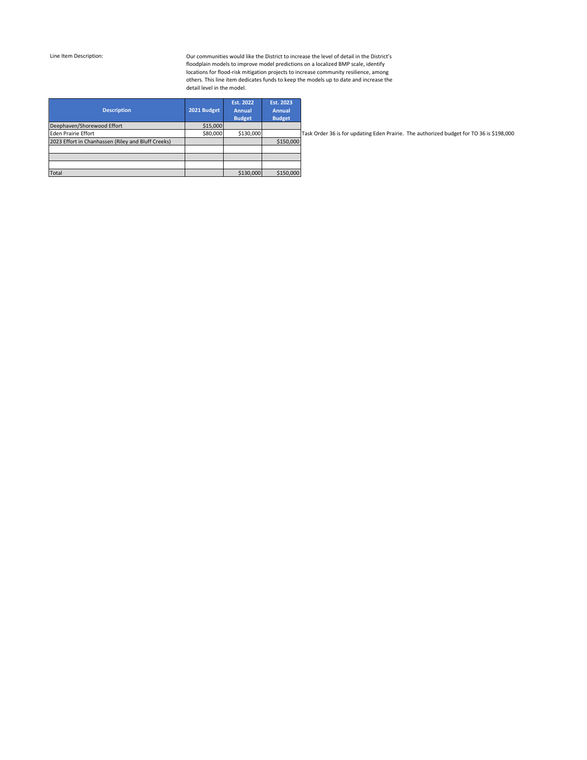Line Item Description:

Our communities would like the District to increase the level of detail in the District's floodplain models to improve model predictions on a localized BMP scale, identify locations for flood-risk mitigation projects to increase community resilience, among others. This line item dedicates funds to keep the models up to date and increase the detail level in the model.

| Description | 2021 Budget | Est. 2022 Annual Budget | Est. 2023 Annual Budget |
|---|---|---|---|
| Deephaven/Shorewood Effort | $15,000 | | |
| Eden Prairie Effort | $80,000 | $130,000 | |
| 2023 Effort in Chanhassen (Riley and Bluff Creeks) | | | $150,000 |
| | | | |
| | | | |
| | | | |
| Total | | $130,000 | $150,000 |

Task Order 36 is for updating Eden Prairie. The authorized budget for TO 36 is $198,000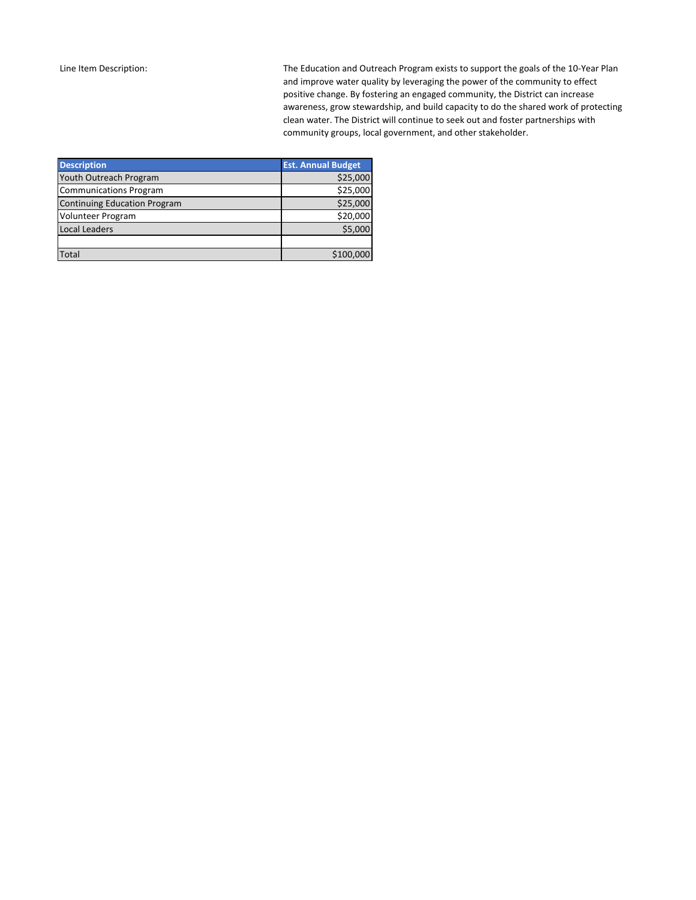Line Item Description:

The Education and Outreach Program exists to support the goals of the 10-Year Plan and improve water quality by leveraging the power of the community to effect positive change. By fostering an engaged community, the District can increase awareness, grow stewardship, and build capacity to do the shared work of protecting clean water. The District will continue to seek out and foster partnerships with community groups, local government, and other stakeholder.

| Description | Est. Annual Budget |
|---|---|
| Youth Outreach Program | $25,000 |
| Communications Program | $25,000 |
| Continuing Education Program | $25,000 |
| Volunteer Program | $20,000 |
| Local Leaders | $5,000 |
| | |
| Total | $100,000 |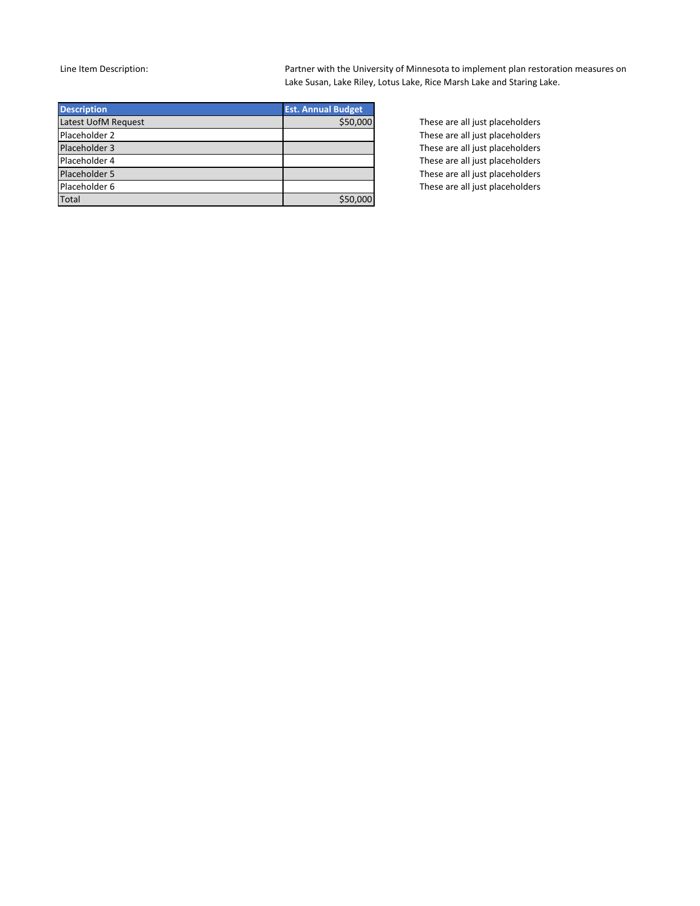Line Item Description: Partner with the University of Minnesota to implement plan restoration measures on Lake Susan, Lake Riley, Lotus Lake, Rice Marsh Lake and Staring Lake.

| Description | Est. Annual Budget | |
|---|---|---|
| Latest UofM Request | $50,000 | These are all just placeholders |
| Placeholder 2 | | These are all just placeholders |
| Placeholder 3 | | These are all just placeholders |
| Placeholder 4 | | These are all just placeholders |
| Placeholder 5 | | These are all just placeholders |
| Placeholder 6 | | These are all just placeholders |
| Total | $50,000 | |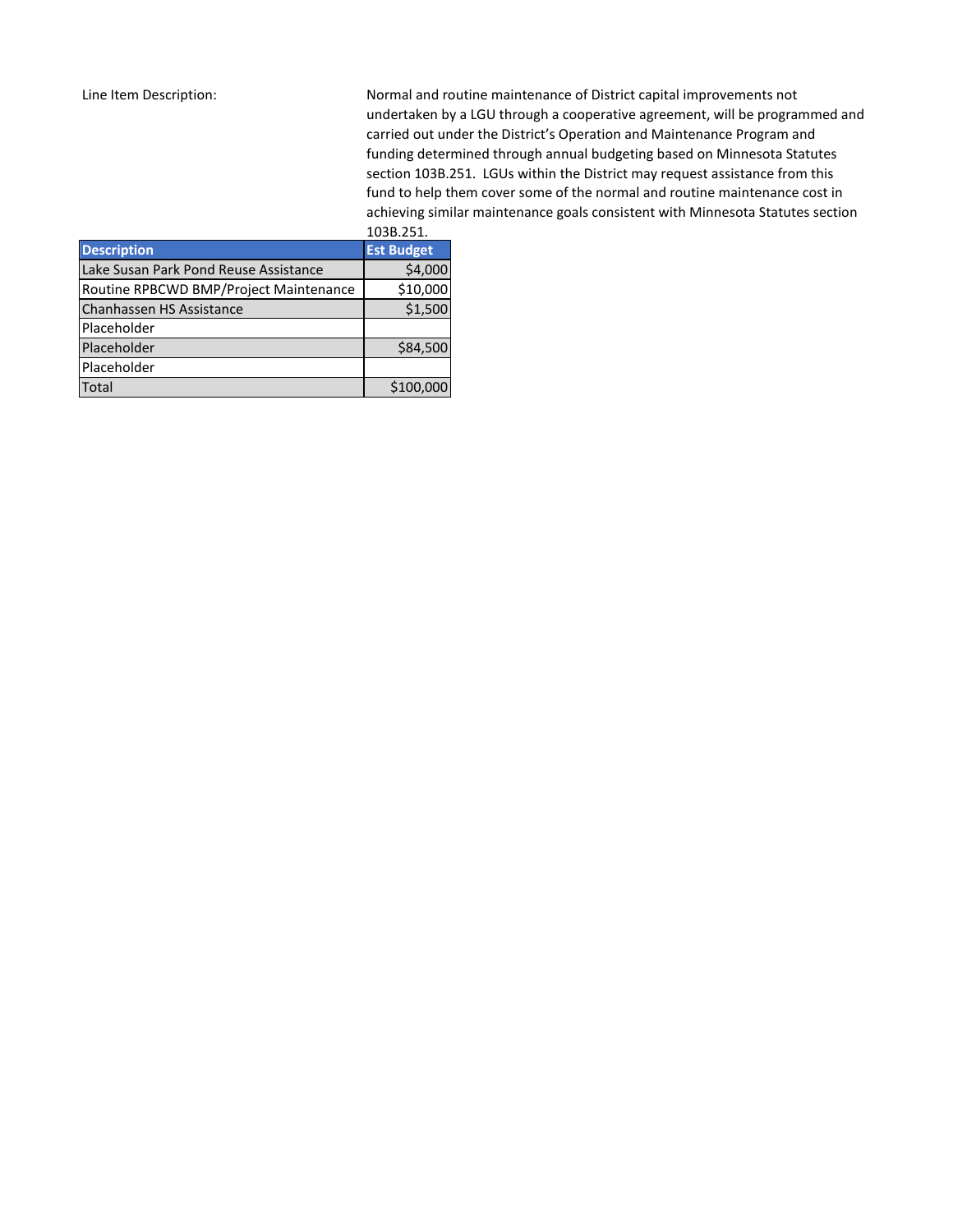Line Item Description:

Normal and routine maintenance of District capital improvements not undertaken by a LGU through a cooperative agreement, will be programmed and carried out under the District's Operation and Maintenance Program and funding determined through annual budgeting based on Minnesota Statutes section 103B.251. LGUs within the District may request assistance from this fund to help them cover some of the normal and routine maintenance cost in achieving similar maintenance goals consistent with Minnesota Statutes section 103B.251.

| Description | Est Budget |
|---|---|
| Lake Susan Park Pond Reuse Assistance | $4,000 |
| Routine RPBCWD BMP/Project Maintenance | $10,000 |
| Chanhassen HS Assistance | $1,500 |
| Placeholder | |
| Placeholder | $84,500 |
| Placeholder | |
| Total | $100,000 |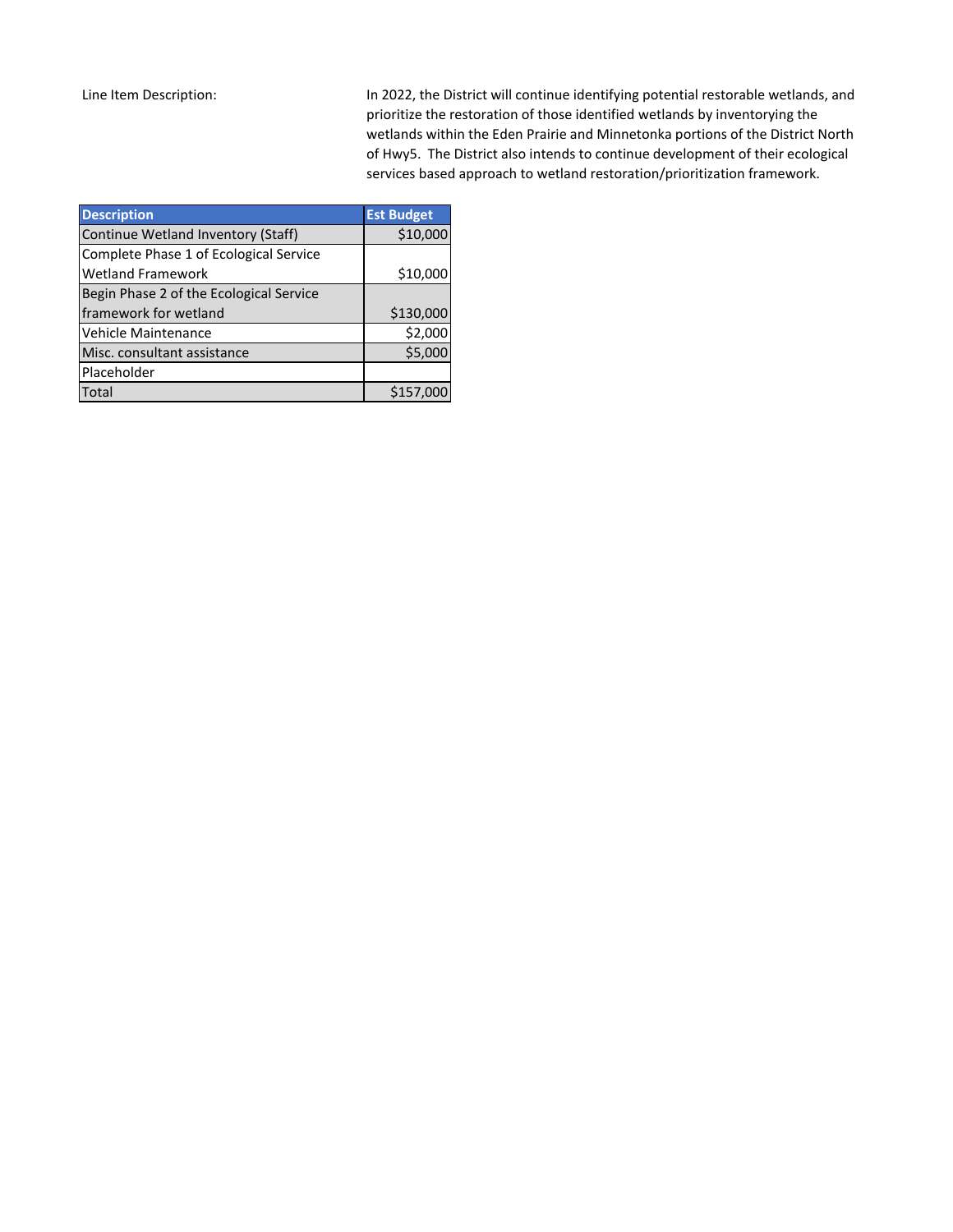Line Item Description:

In 2022, the District will continue identifying potential restorable wetlands, and prioritize the restoration of those identified wetlands by inventorying the wetlands within the Eden Prairie and Minnetonka portions of the District North of Hwy5. The District also intends to continue development of their ecological services based approach to wetland restoration/prioritization framework.

| Description | Est Budget |
|---|---|
| Continue Wetland Inventory (Staff) | $10,000 |
| Complete Phase 1 of Ecological Service Wetland Framework | $10,000 |
| Begin Phase 2 of the Ecological Service framework for wetland | $130,000 |
| Vehicle Maintenance | $2,000 |
| Misc. consultant assistance | $5,000 |
| Placeholder | |
| Total | $157,000 |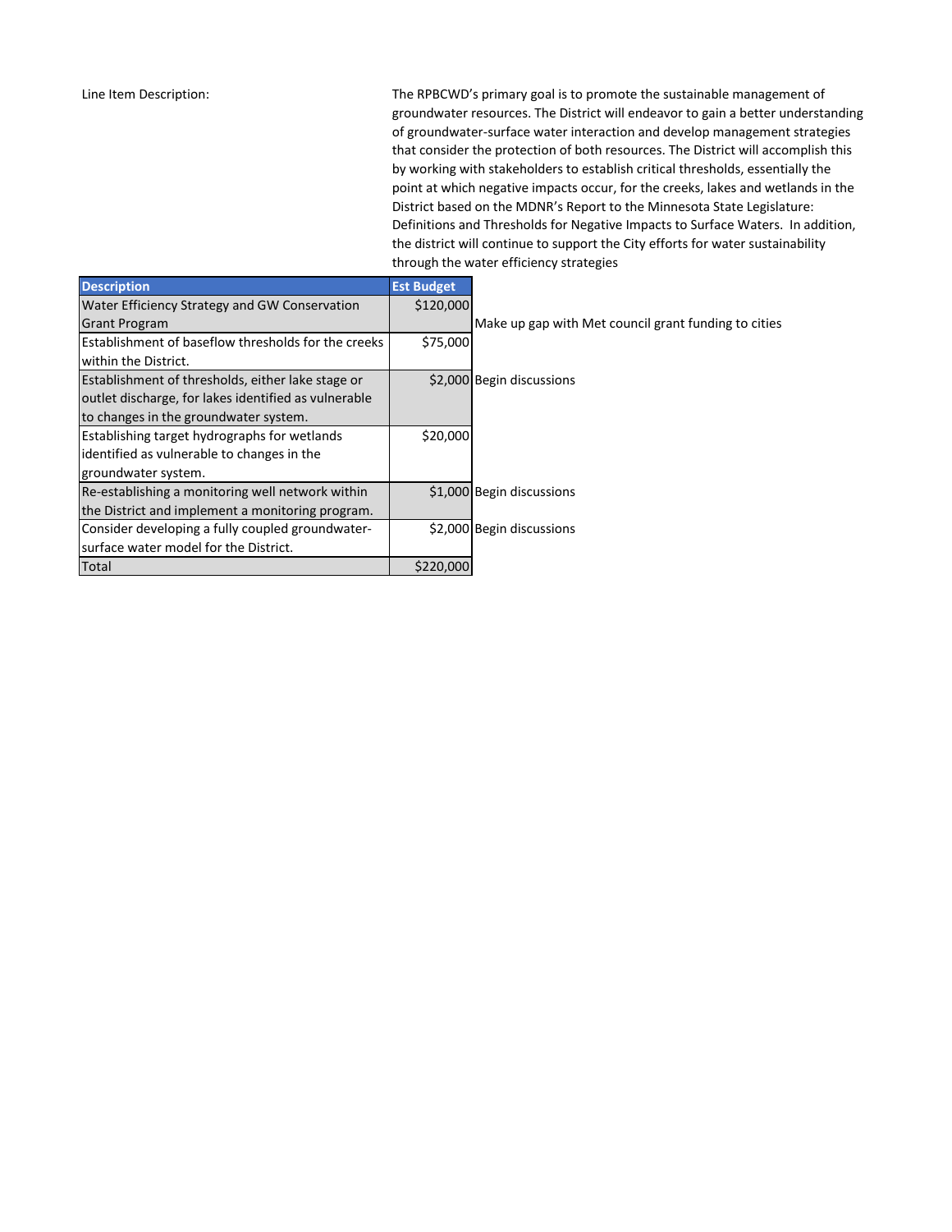Line Item Description:

The RPBCWD's primary goal is to promote the sustainable management of groundwater resources. The District will endeavor to gain a better understanding of groundwater-surface water interaction and develop management strategies that consider the protection of both resources. The District will accomplish this by working with stakeholders to establish critical thresholds, essentially the point at which negative impacts occur, for the creeks, lakes and wetlands in the District based on the MDNR's Report to the Minnesota State Legislature: Definitions and Thresholds for Negative Impacts to Surface Waters. In addition, the district will continue to support the City efforts for water sustainability through the water efficiency strategies

| Description | Est Budget | |
|---|---|---|
| Water Efficiency Strategy and GW Conservation Grant Program | $120,000 | Make up gap with Met council grant funding to cities |
| Establishment of baseflow thresholds for the creeks within the District. | $75,000 | |
| Establishment of thresholds, either lake stage or outlet discharge, for lakes identified as vulnerable to changes in the groundwater system. | $2,000 | Begin discussions |
| Establishing target hydrographs for wetlands identified as vulnerable to changes in the groundwater system. | $20,000 | |
| Re-establishing a monitoring well network within the District and implement a monitoring program. | $1,000 | Begin discussions |
| Consider developing a fully coupled groundwater-surface water model for the District. | $2,000 | Begin discussions |
| Total | $220,000 | |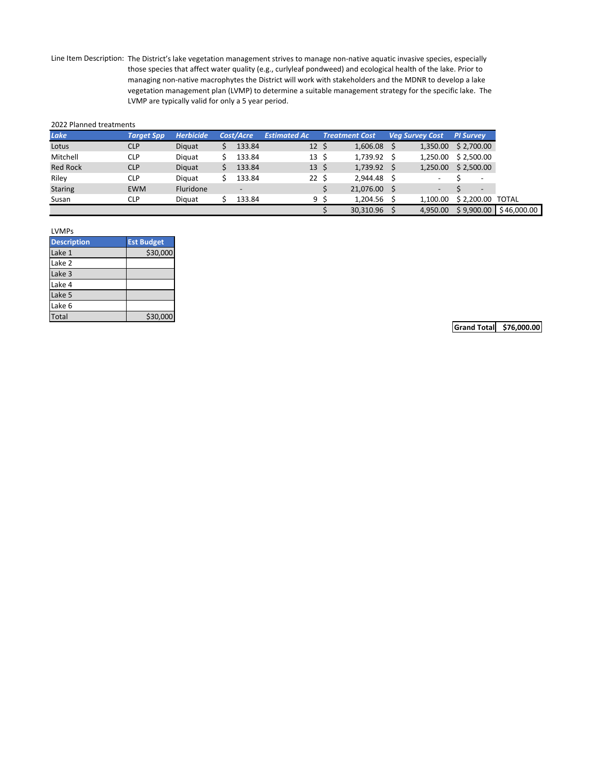Line Item Description: The District's lake vegetation management strives to manage non-native aquatic invasive species, especially those species that affect water quality (e.g., curlyleaf pondweed) and ecological health of the lake. Prior to managing non-native macrophytes the District will work with stakeholders and the MDNR to develop a lake vegetation management plan (LVMP) to determine a suitable management strategy for the specific lake. The LVMP are typically valid for only a 5 year period.

2022 Planned treatments

| *Lake* | *Target Spp* | *Herbicide* | *Cost/Acre* | *Estimated Ac* | *Treatment Cost* | *Veg Survey Cost* | *PI Survey* | |
|---|---|---|---|---|---|---|---|---|
| Lotus | CLP | Diquat | $ 133.84 | 12 | $ 1,606.08 | $ 1,350.00 | $ 2,700.00 | |
| Mitchell | CLP | Diquat | $ 133.84 | 13 | $ 1,739.92 | $ 1,250.00 | $ 2,500.00 | |
| Red Rock | CLP | Diquat | $ 133.84 | 13 | $ 1,739.92 | $ 1,250.00 | $ 2,500.00 | |
| Riley | CLP | Diquat | $ 133.84 | 22 | $ 2,944.48 | $ - | $ - | |
| Staring | EWM | Fluridone | - | | $ 21,076.00 | $ - | $ - | |
| Susan | CLP | Diquat | $ 133.84 | 9 | $ 1,204.56 | $ 1,100.00 | $ 2,200.00 | TOTAL |
| | | | | | $ 30,310.96 | $ 4,950.00 | $ 9,900.00 | $ 46,000.00 |

LVMPs

| Description | Est Budget |
|---|---|
| Lake 1 | $30,000 |
| Lake 2 | |
| Lake 3 | |
| Lake 4 | |
| Lake 5 | |
| Lake 6 | |
| Total | $30,000 |

| **Grand Total** | **$76,000.00** |
|---|---|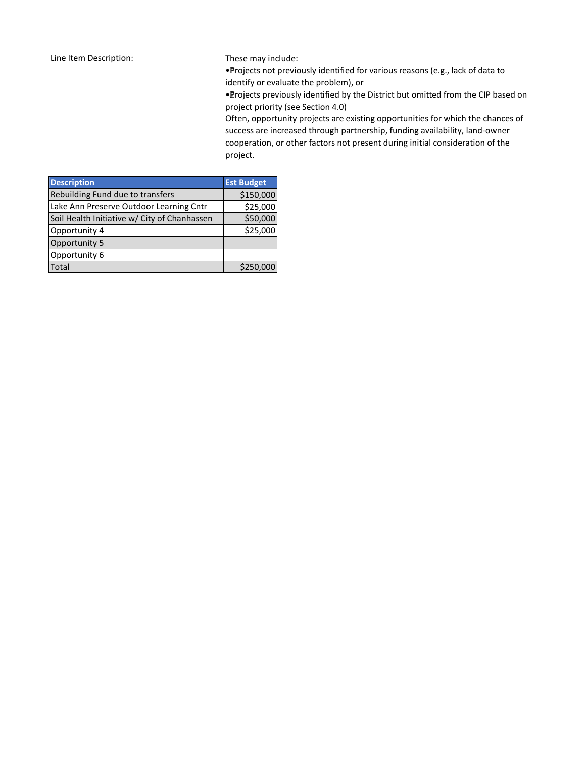Line Item Description:

These may include:

- Projects not previously identified for various reasons (e.g., lack of data to identify or evaluate the problem), or
- Projects previously identified by the District but omitted from the CIP based on project priority (see Section 4.0)

Often, opportunity projects are existing opportunities for which the chances of success are increased through partnership, funding availability, land-owner cooperation, or other factors not present during initial consideration of the project.

| Description | Est Budget |
| --- | --- |
| Rebuilding Fund due to transfers | $150,000 |
| Lake Ann Preserve Outdoor Learning Cntr | $25,000 |
| Soil Health Initiative w/ City of Chanhassen | $50,000 |
| Opportunity 4 | $25,000 |
| Opportunity 5 | |
| Opportunity 6 | |
| Total | $250,000 |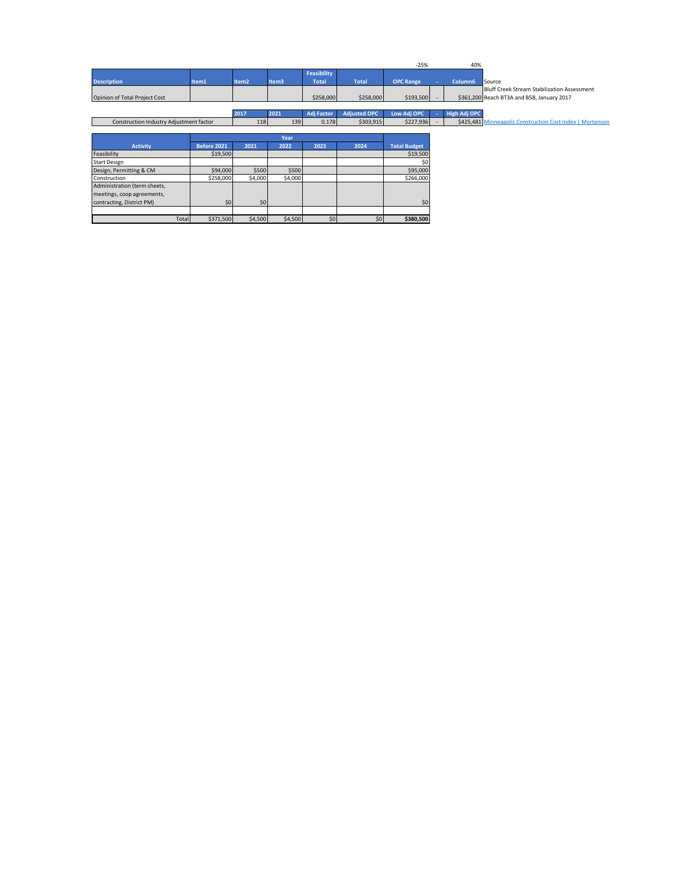| Description | Item1 | Item2 | Item3 | Feasibility Total | Total | OPC Range | - | Column6 | Source |
|---|---|---|---|---|---|---|---|---|---|
| | | | | | | -25% | | 40% | |
| Opinion of Total Project Cost | | | | $258,000 | $258,000 | $193,500 | - | $361,200 | Bluff Creek Stream Stabilization Assessment Reach BT3A and B5B, January 2017 |

| | 2017 | 2021 | Adj Factor | Adjusted OPC | Low Adj OPC | - | High Adj OPC | |
|---|---|---|---|---|---|---|---|---|
| Construction Industry Adjustment factor | 118 | 139 | 0.178 | $303,915 | $227,936 | - | $425,481 | Minneapolis Construction Cost Index \| Mortenson |

| Activity | Year | | | | | Total Budget |
|---|---|---|---|---|---|---|
| | Before 2021 | 2021 | 2022 | 2023 | 2024 | |
| Feasibility | $19,500 | | | | | $19,500 |
| Start Design | | | | | | $0 |
| Design, Permitting & CM | $94,000 | $500 | $500 | | | $95,000 |
| Construction | $258,000 | $4,000 | $4,000 | | | $266,000 |
| Administration (term sheets, meetings, coop agreements, contracting, District PM) | $0 | $0 | | | | $0 |
| | | | | | | |
| Total | $371,500 | $4,500 | $4,500 | $0 | $0 | **$380,500** |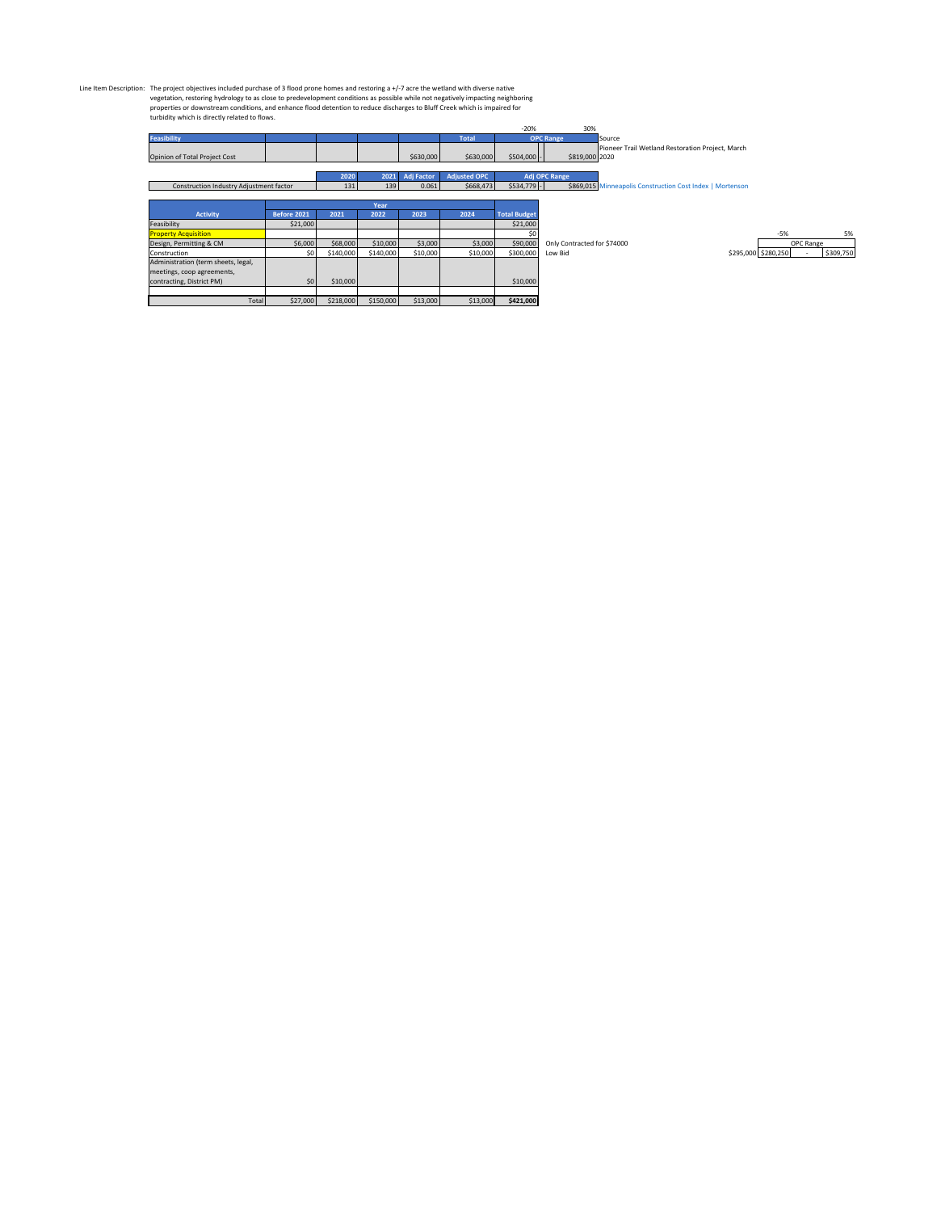Line Item Description: The project objectives included purchase of 3 flood prone homes and restoring a +/-7 acre the wetland with diverse native vegetation, restoring hydrology to as close to predevelopment conditions as possible while not negatively impacting neighboring properties or downstream conditions, and enhance flood detention to reduce discharges to Bluff Creek which is impaired for turbidity which is directly related to flows.

| Feasibility | | | | | Total | -20% OPC Range | 30% | Source |
|---|---|---|---|---|---|---|---|---|
| Opinion of Total Project Cost | | | | $630,000 | $630,000 | $504,000 - | $819,000 | Pioneer Trail Wetland Restoration Project, March 2020 |

| | 2020 | 2021 | Adj Factor | Adjusted OPC | Adj OPC Range | | |
|---|---|---|---|---|---|---|---|
| Construction Industry Adjustment factor | 131 | 139 | 0.061 | $668,473 | $534,779 - | $869,015 | Minneapolis Construction Cost Index \| Mortenson |

| Activity | Before 2021 | 2021 | 2022 | 2023 | 2024 | Total Budget | |
|---|---|---|---|---|---|---|---|
| Feasibility | $21,000 | | | | | $21,000 | |
| Property Acquisition | | | | | | $0 | |
| Design, Permitting & CM | $6,000 | $68,000 | $10,000 | $3,000 | $3,000 | $90,000 | Only Contracted for $74000 |
| Construction | $0 | $140,000 | $140,000 | $10,000 | $10,000 | $300,000 | Low Bid |
| Administration (term sheets, legal, meetings, coop agreements, contracting, District PM) | $0 | $10,000 | | | | $10,000 | |
| | | | | | | | |
| Total | $27,000 | $218,000 | $150,000 | $13,000 | $13,000 | **$421,000** | |

| | -5% OPC Range | | 5% |
|---|---|---|---|
| $295,000 | $280,250 | - | $309,750 |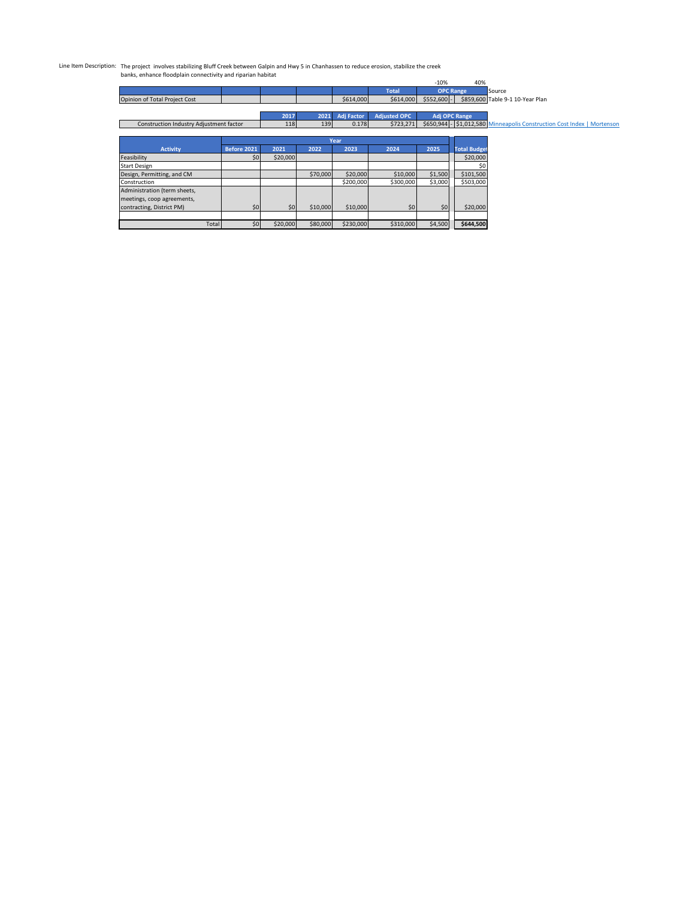Line Item Description: The project involves stabilizing Bluff Creek between Galpin and Hwy 5 in Chanhassen to reduce erosion, stabilize the creek banks, enhance floodplain connectivity and riparian habitat

| | | | | | Total | OPC Range (-10%) | | OPC Range (40%) | Source |
|---|---|---|---|---|---|---|---|---|---|
| Opinion of Total Project Cost | | | | $614,000 | $614,000 | $552,600 | - | $859,600 | Table 9-1 10-Year Plan |

| | 2017 | 2021 | Adj Factor | Adjusted OPC | Adj OPC Range | | |
|---|---|---|---|---|---|---|---|
| Construction Industry Adjustment factor | 118 | 139 | 0.178 | $723,271 | $650,944 | - | $1,012,580 | Minneapolis Construction Cost Index \| Mortenson |

| Activity | Year | | | | | | Total Budget |
|---|---|---|---|---|---|---|---|
| | Before 2021 | 2021 | 2022 | 2023 | 2024 | 2025 | |
| Feasibility | $0 | $20,000 | | | | | $20,000 |
| Start Design | | | | | | | $0 |
| Design, Permitting, and CM | | | $70,000 | $20,000 | $10,000 | $1,500 | $101,500 |
| Construction | | | | $200,000 | $300,000 | $3,000 | $503,000 |
| Administration (term sheets, meetings, coop agreements, contracting, District PM) | $0 | $0 | $10,000 | $10,000 | $0 | $0 | $20,000 |
| | | | | | | | |
| Total | $0 | $20,000 | $80,000 | $230,000 | $310,000 | $4,500 | $644,500 |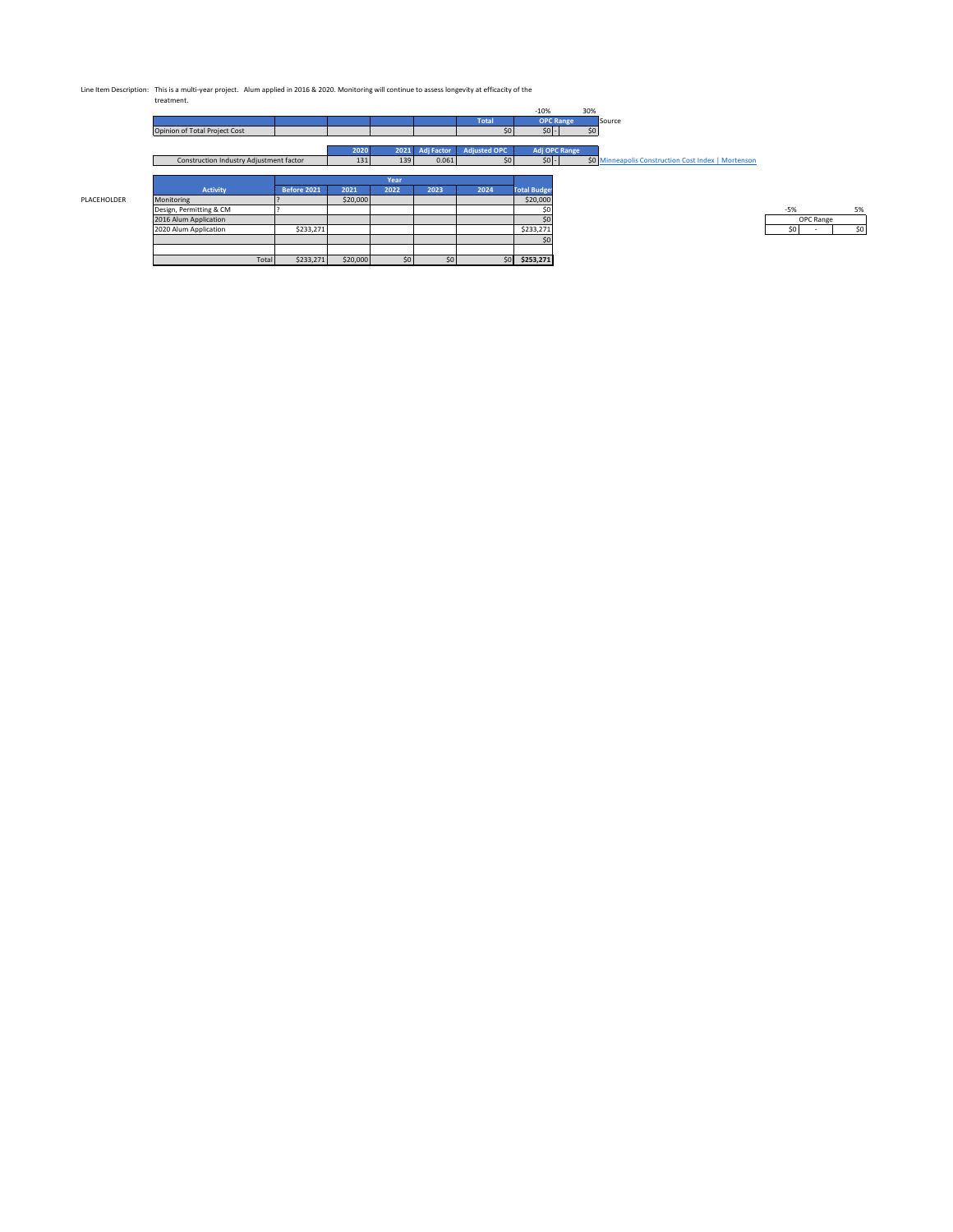Line Item Description: This is a multi-year project. Alum applied in 2016 & 2020. Monitoring will continue to assess longevity at efficacy of the treatment.

| | | | | | Total | -10% OPC Range | 30% | Source |
|---|---|---|---|---|---|---|---|---|
| Opinion of Total Project Cost | | | | | $0 | $0 - | $0 | |

| | 2020 | 2021 | Adj Factor | Adjusted OPC | Adj OPC Range | | |
|---|---|---|---|---|---|---|---|
| Construction Industry Adjustment factor | 131 | 139 | 0.061 | $0 | $0 - | $0 | Minneapolis Construction Cost Index \| Mortenson |

PLACEHOLDER

| Activity | Before 2021 | 2021 | 2022 | 2023 | 2024 | Total Budget |
|---|---|---|---|---|---|---|
| Monitoring | ? | $20,000 | | | | $20,000 |
| Design, Permitting & CM | ? | | | | | $0 |
| 2016 Alum Application | | | | | | $0 |
| 2020 Alum Application | $233,271 | | | | | $233,271 |
| | | | | | | $0 |
| | | | | | | |
| Total | $233,271 | $20,000 | $0 | $0 | $0 | **$253,271** |

| -5% | OPC Range | 5% |
|---|---|---|
| $0 | - | $0 |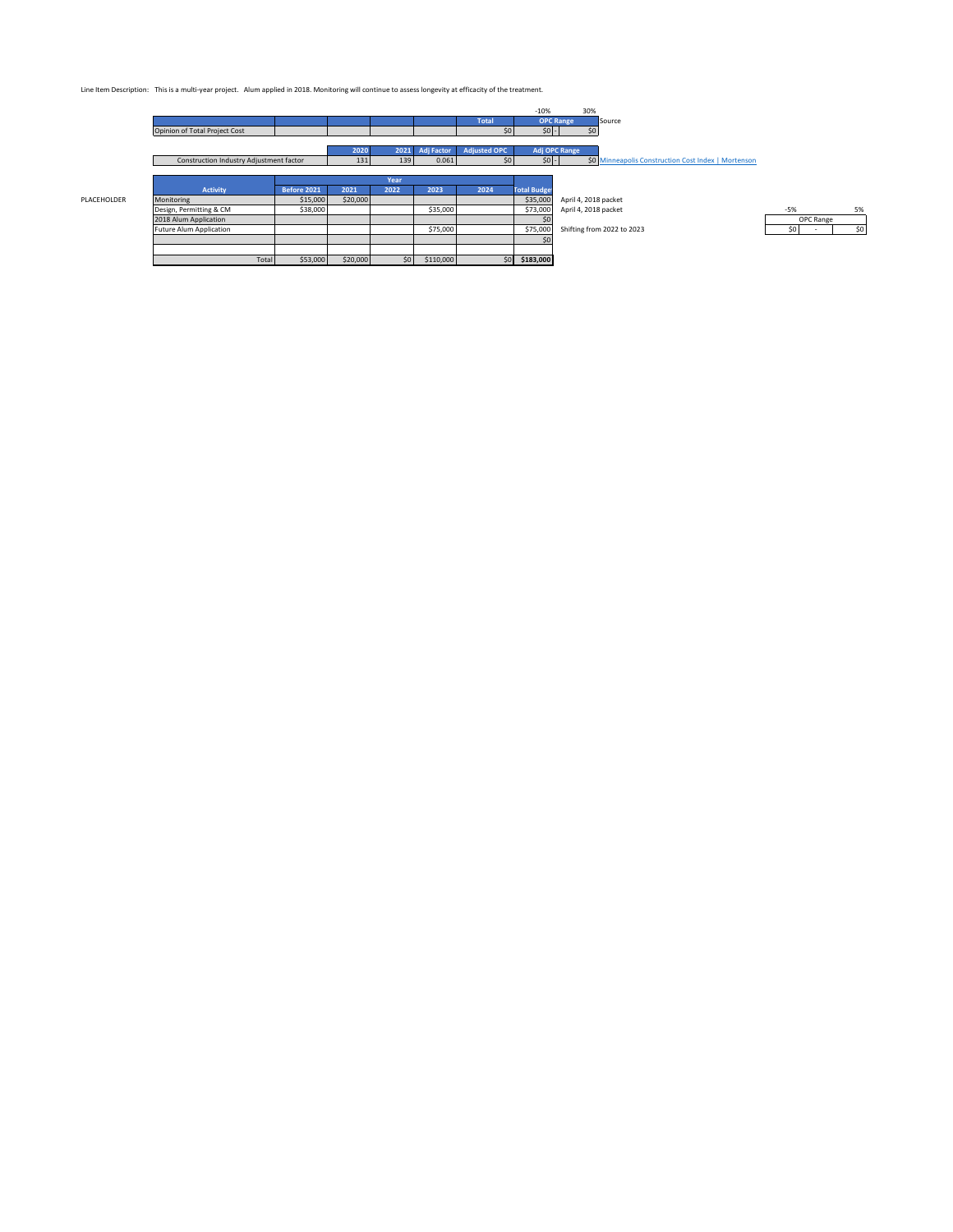Line Item Description: This is a multi-year project. Alum applied in 2018. Monitoring will continue to assess longevity at efficacity of the treatment.

| | | | | | Total | OPC Range -10% | OPC Range 30% | Source |
|---|---|---|---|---|---|---|---|---|
| Opinion of Total Project Cost | | | | | $0 | $0 - | $0 | |

| | 2020 | 2021 | Adj Factor | Adjusted OPC | Adj OPC Range | | |
|---|---|---|---|---|---|---|---|
| Construction Industry Adjustment factor | 131 | 139 | 0.061 | $0 | $0 - | $0 | Minneapolis Construction Cost Index \| Mortenson |

PLACEHOLDER

| Activity | Before 2021 | 2021 | 2022 | 2023 | 2024 | Total Budget | |
|---|---|---|---|---|---|---|---|
| Monitoring | $15,000 | $20,000 | | | | $35,000 | April 4, 2018 packet |
| Design, Permitting & CM | $38,000 | | | $35,000 | | $73,000 | April 4, 2018 packet |
| 2018 Alum Application | | | | | | $0 | |
| Future Alum Application | | | | $75,000 | | $75,000 | Shifting from 2022 to 2023 |
| | | | | | | $0 | |
| | | | | | | | |
| Total | $53,000 | $20,000 | $0 | $110,000 | $0 | **$183,000** | |

| -5% | | 5% |
|---|---|---|
| | OPC Range | |
| $0 | - | $0 |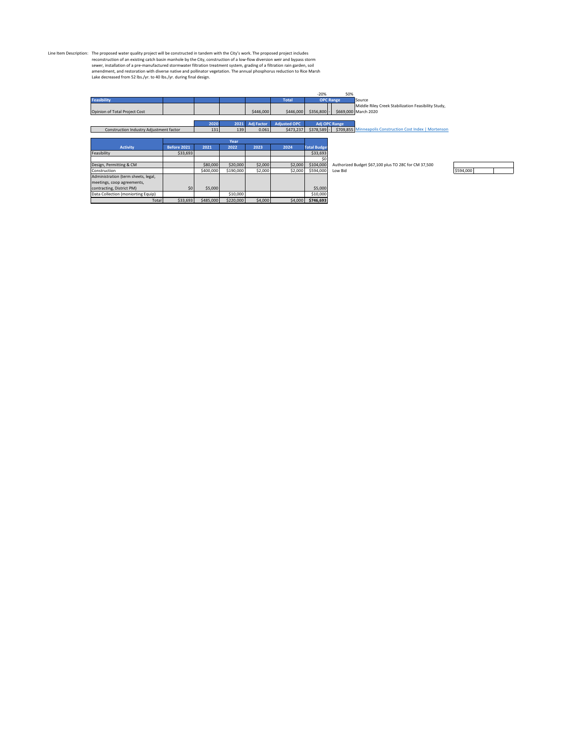Line Item Description: The proposed water quality project will be constructed in tandem with the City's work. The proposed project includes reconstruction of an existing catch basin manhole by the City, construction of a low-flow diversion weir and bypass storm sewer, installation of a pre-manufactured stormwater filtration treatment system, grading of a filtration rain garden, soil amendment, and restoration with diverse native and pollinator vegetation. The annual phosphorus reduction to Rice Marsh Lake decreased from 52 lbs./yr. to 40 lbs./yr. during final design.

| Feasibility | | | | | Total | -20% OPC Range | 50% | Source |
|---|---|---|---|---|---|---|---|---|
| Opinion of Total Project Cost | | | | $446,000 | $446,000 | $356,800 - | $669,000 | Middle Riley Creek Stabilization Feasibility Study, March 2020 |

| | 2020 | 2021 | Adj Factor | Adjusted OPC | Adj OPC Range | | |
|---|---|---|---|---|---|---|---|
| Construction Industry Adjustment factor | 131 | 139 | 0.061 | $473,237 | $378,589 - | $709,855 | Minneapolis Construction Cost Index \| Mortenson |

| Activity | Before 2021 | 2021 | 2022 | 2023 | 2024 | Total Budget | |
|---|---|---|---|---|---|---|---|
| Feasibility | $33,693 | | | | | $33,693 | |
| | | | | | | $0 | |
| Design, Permitting & CM | | $80,000 | $20,000 | $2,000 | $2,000 | $104,000 | Authorized Budget $67,100 plus TO 28C for CM 37,500 |
| Construction | | $400,000 | $190,000 | $2,000 | $2,000 | $594,000 | Low Bid |
| Administration (term sheets, legal, meetings, coop agreements, contracting, District PM) | $0 | $5,000 | | | | $5,000 | |
| Data Collection (moniorting Equip) | | | $10,000 | | | $10,000 | |
| Total | $33,693 | $485,000 | $220,000 | $4,000 | $4,000 | **$746,693** | |

| | | |
|---|---|---|
| $594,000 | | |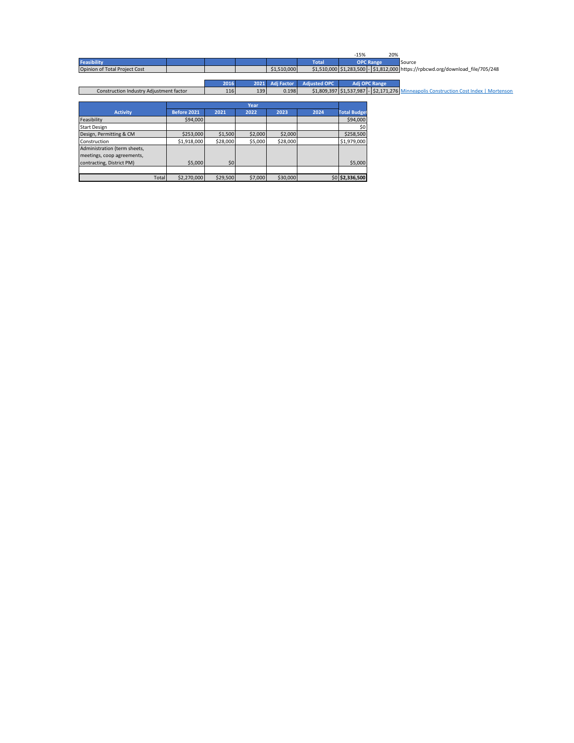| | | | | | | -15% | | 20% | |
|---|---|---|---|---|---|---|---|---|---|
| **Feasibility** | | | | | **Total** | **OPC Range** | | | Source |
| Opinion of Total Project Cost | | | | $1,510,000 | $1,510,000 | $1,283,500 | - | $1,812,000 | https://rpbcwd.org/download_file/705/248 |

| | 2016 | 2021 | Adj Factor | Adjusted OPC | Adj OPC Range | | | |
|---|---|---|---|---|---|---|---|---|
| Construction Industry Adjustment factor | 116 | 139 | 0.198 | $1,809,397 | $1,537,987 | - | $2,171,276 | Minneapolis Construction Cost Index \| Mortenson |

| | Year | | | | | |
|---|---|---|---|---|---|---|
| **Activity** | **Before 2021** | **2021** | **2022** | **2023** | **2024** | **Total Budget** |
| Feasibility | $94,000 | | | | | $94,000 |
| Start Design | | | | | | $0 |
| Design, Permitting & CM | $253,000 | $1,500 | $2,000 | $2,000 | | $258,500 |
| Construction | $1,918,000 | $28,000 | $5,000 | $28,000 | | $1,979,000 |
| Administration (term sheets, meetings, coop agreements, contracting, District PM) | $5,000 | $0 | | | | $5,000 |
| | | | | | | |
| Total | $2,270,000 | $29,500 | $7,000 | $30,000 | $0 | **$2,336,500** |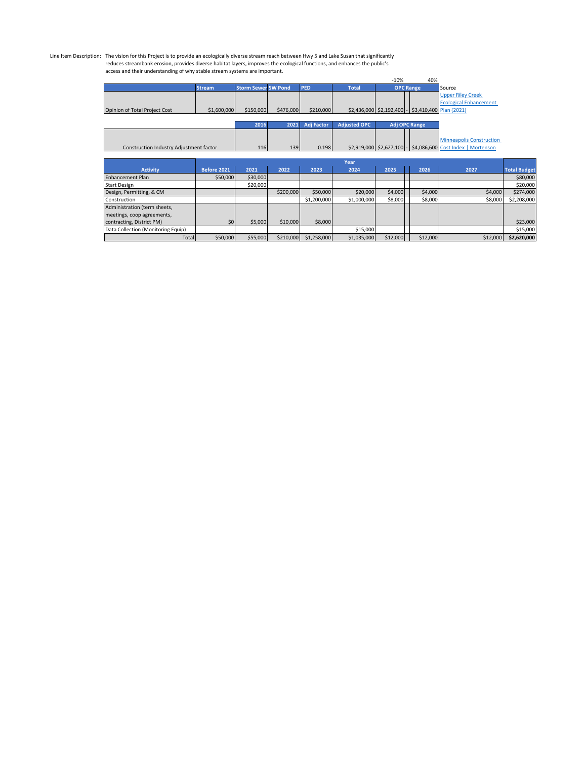Line Item Description: The vision for this Project is to provide an ecologically diverse stream reach between Hwy 5 and Lake Susan that significantly reduces streambank erosion, provides diverse habitat layers, improves the ecological functions, and enhances the public's access and their understanding of why stable stream systems are important.

| | Stream | Storm Sewer | SW Pond | PED | Total | OPC Range (-10%) | | OPC Range (40%) | Source |
|---|---|---|---|---|---|---|---|---|---|
| Opinion of Total Project Cost | $1,600,000 | $150,000 | $476,000 | $210,000 | $2,436,000 | $2,192,400 | - | $3,410,400 | Upper Riley Creek Ecological Enhancement Plan (2021) |

| | 2016 | 2021 | Adj Factor | Adjusted OPC | Adj OPC Range | | | |
|---|---|---|---|---|---|---|---|---|
| Construction Industry Adjustment factor | 116 | 139 | 0.198 | $2,919,000 | $2,627,100 | - | $4,086,600 | Minneapolis Construction Cost Index \| Mortenson |

| Activity | Before 2021 | 2021 | 2022 | 2023 | 2024 | 2025 | 2026 | 2027 | Total Budget |
|---|---|---|---|---|---|---|---|---|---|
| Enhancement Plan | $50,000 | $30,000 | | | | | | | $80,000 |
| Start Design | | $20,000 | | | | | | | $20,000 |
| Design, Permitting, & CM | | | $200,000 | $50,000 | $20,000 | $4,000 | $4,000 | $4,000 | $274,000 |
| Construction | | | | $1,200,000 | $1,000,000 | $8,000 | $8,000 | $8,000 | $2,208,000 |
| Administration (term sheets, meetings, coop agreements, contracting, District PM) | $0 | $5,000 | $10,000 | $8,000 | | | | | $23,000 |
| Data Collection (Monitoring Equip) | | | | | $15,000 | | | | $15,000 |
| Total | $50,000 | $55,000 | $210,000 | $1,258,000 | $1,035,000 | $12,000 | $12,000 | $12,000 | **$2,620,000** |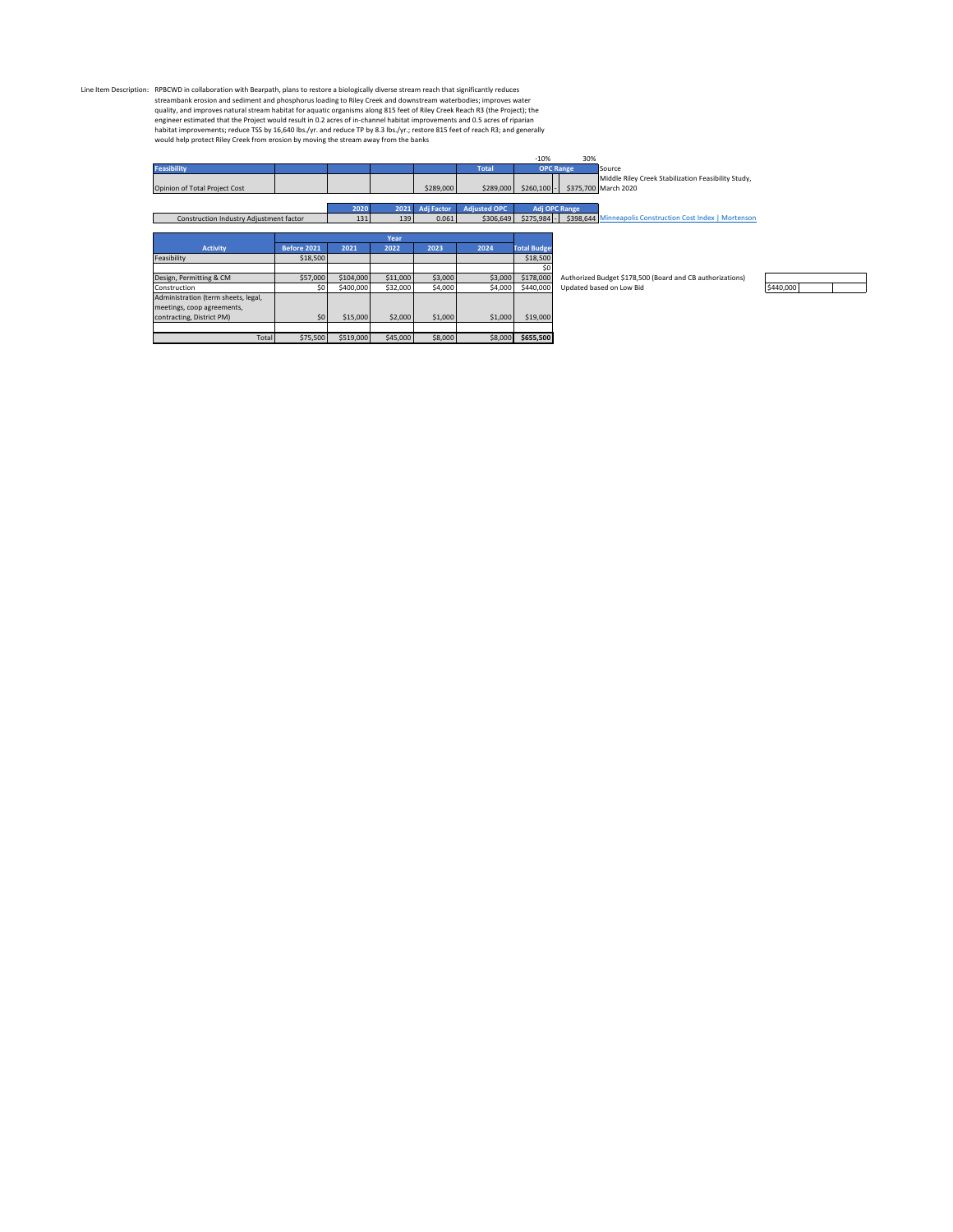Line Item Description: RPBCWD in collaboration with Bearpath, plans to restore a biologically diverse stream reach that significantly reduces streambank erosion and sediment and phosphorus loading to Riley Creek and downstream waterbodies; improves water quality, and improves natural stream habitat for aquatic organisms along 815 feet of Riley Creek Reach R3 (the Project); the engineer estimated that the Project would result in 0.2 acres of in-channel habitat improvements and 0.5 acres of riparian habitat improvements; reduce TSS by 16,640 lbs./yr. and reduce TP by 8.3 lbs./yr.; restore 815 feet of reach R3; and generally would help protect Riley Creek from erosion by moving the stream away from the banks

| Feasibility | | | | Total | -10% OPC Range | | 30% | Source |
|---|---|---|---|---|---|---|---|---|
| Opinion of Total Project Cost | | | $289,000 | $289,000 | $260,100 | - | $375,700 | Middle Riley Creek Stabilization Feasibility Study, March 2020 |

| | 2020 | 2021 | Adj Factor | Adjusted OPC | Adj OPC Range | | | |
|---|---|---|---|---|---|---|---|---|
| Construction Industry Adjustment factor | 131 | 139 | 0.061 | $306,649 | $275,984 | - | $398,644 | Minneapolis Construction Cost Index \| Mortenson |

| Activity | Before 2021 | 2021 | 2022 | 2023 | 2024 | Total Budget | |
|---|---|---|---|---|---|---|---|
| Feasibility | $18,500 | | | | | $18,500 | |
| | | | | | | $0 | |
| Design, Permitting & CM | $57,000 | $104,000 | $11,000 | $3,000 | $3,000 | $178,000 | Authorized Budget $178,500 (Board and CB authorizations) |
| Construction | $0 | $400,000 | $32,000 | $4,000 | $4,000 | $440,000 | Updated based on Low Bid |
| Administration (term sheets, legal, meetings, coop agreements, contracting, District PM) | $0 | $15,000 | $2,000 | $1,000 | $1,000 | $19,000 | |
| Total | $75,500 | $519,000 | $45,000 | $8,000 | $8,000 | **$655,500** | |

$440,000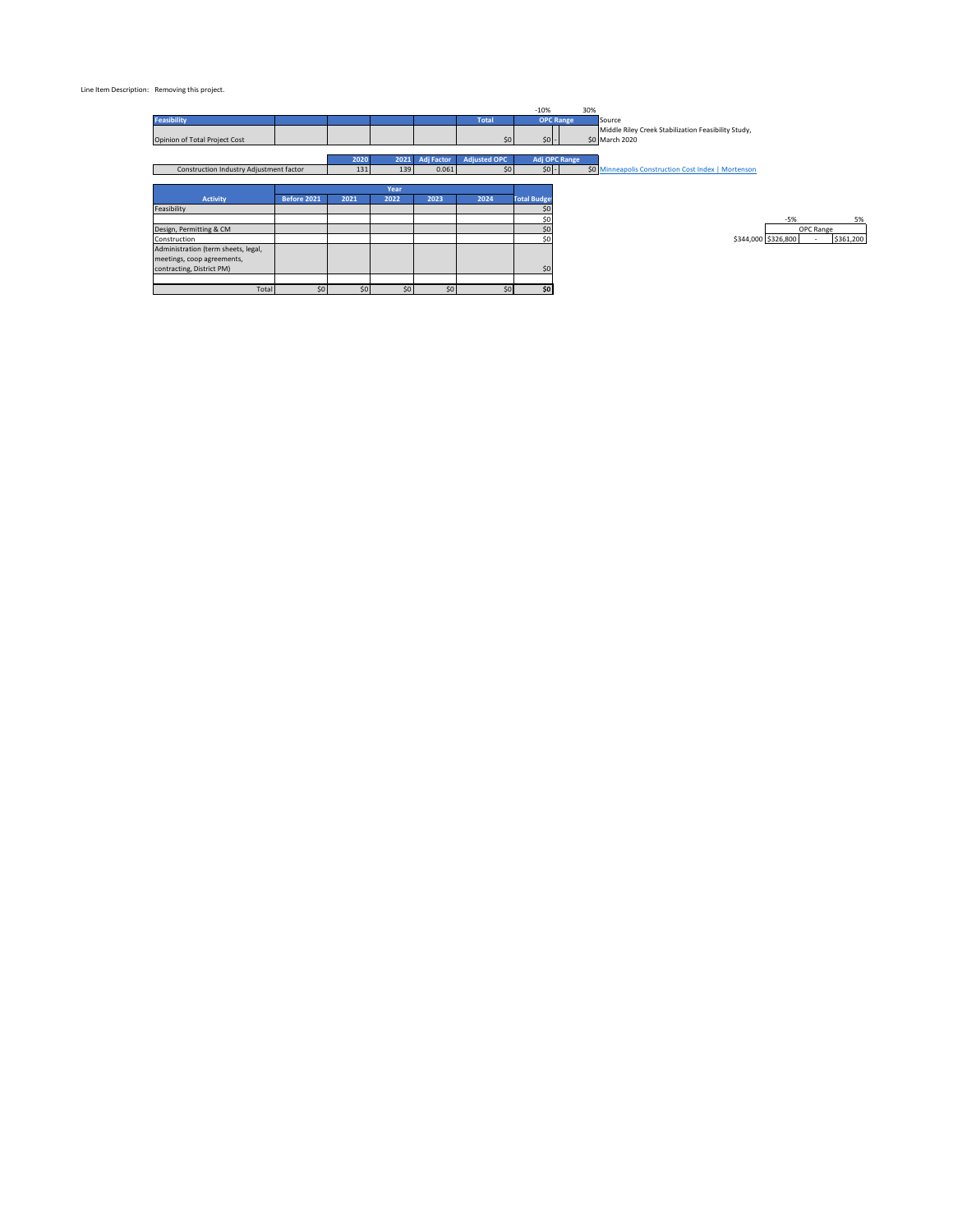Line Item Description: Removing this project.

| Feasibility | | | | | Total | OPC Range -10% | | 30% | |
|---|---|---|---|---|---|---|---|---|---|
| Opinion of Total Project Cost | | | | | $0 | $0 | - | $0 | Source: Middle Riley Creek Stabilization Feasibility Study, March 2020 |

| | 2020 | 2021 | Adj Factor | Adjusted OPC | Adj OPC Range | | | |
|---|---|---|---|---|---|---|---|---|
| Construction Industry Adjustment factor | 131 | 139 | 0.061 | $0 | $0 | - | $0 | Minneapolis Construction Cost Index \| Mortenson |

| Activity | Before 2021 | 2021 | 2022 | 2023 | 2024 | Total Budget |
|---|---|---|---|---|---|---|
| Feasibility | | | | | | $0 |
| | | | | | | $0 |
| Design, Permitting & CM | | | | | | $0 |
| Construction | | | | | | $0 |
| Administration (term sheets, legal, meetings, coop agreements, contracting, District PM) | | | | | | $0 |
| | | | | | | |
| Total | $0 | $0 | $0 | $0 | $0 | $0 |

| | -5% | OPC Range | 5% |
|---|---|---|---|
| $344,000 | $326,800 | - | $361,200 |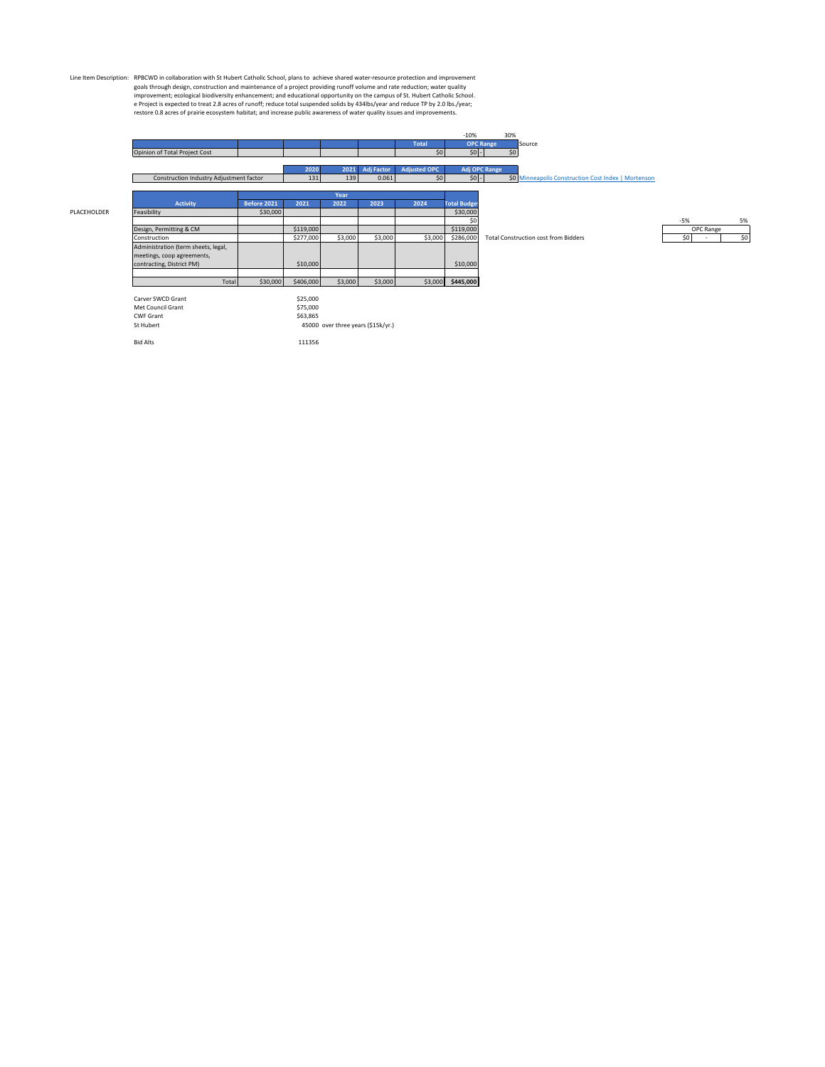Line Item Description: RPBCWD in collaboration with St Hubert Catholic School, plans to achieve shared water-resource protection and improvement goals through design, construction and maintenance of a project providing runoff volume and rate reduction; water quality improvement; ecological biodiversity enhancement; and educational opportunity on the campus of St. Hubert Catholic School. e Project is expected to treat 2.8 acres of runoff; reduce total suspended solids by 434lbs/year and reduce TP by 2.0 lbs./year; restore 0.8 acres of prairie ecosystem habitat; and increase public awareness of water quality issues and improvements.

| | | | | | | Total | -10% OPC Range | 30% | Source |
|---|---|---|---|---|---|---|---|---|---|
| Opinion of Total Project Cost | | | | | | $0 | $0 - | $0 | |

| | 2020 | 2021 | Adj Factor | Adjusted OPC | Adj OPC Range | | |
|---|---|---|---|---|---|---|---|
| Construction Industry Adjustment factor | 131 | 139 | 0.061 | $0 | $0 - | $0 | Minneapolis Construction Cost Index \| Mortenson |

PLACEHOLDER

| Activity | Before 2021 | 2021 | 2022 | 2023 | 2024 | Total Budget | |
|---|---|---|---|---|---|---|---|
| Feasibility | $30,000 | | | | | $30,000 | |
| | | | | | | $0 | |
| Design, Permitting & CM | | $119,000 | | | | $119,000 | |
| Construction | | $277,000 | $3,000 | $3,000 | $3,000 | $286,000 | Total Construction cost from Bidders |
| Administration (term sheets, legal, meetings, coop agreements, contracting, District PM) | | $10,000 | | | | $10,000 | |
| | | | | | | | |
| Total | $30,000 | $406,000 | $3,000 | $3,000 | $3,000 | **$445,000** | |

| -5% | OPC Range | 5% |
|---|---|---|
| $0 | - | $0 |

| | |
|---|---|
| Carver SWCD Grant | $25,000 |
| Met Council Grant | $75,000 |
| CWF Grant | $63,865 |
| St Hubert | 45000 over three years ($15k/yr.) |
| | |
| Bid Alts | 111356 |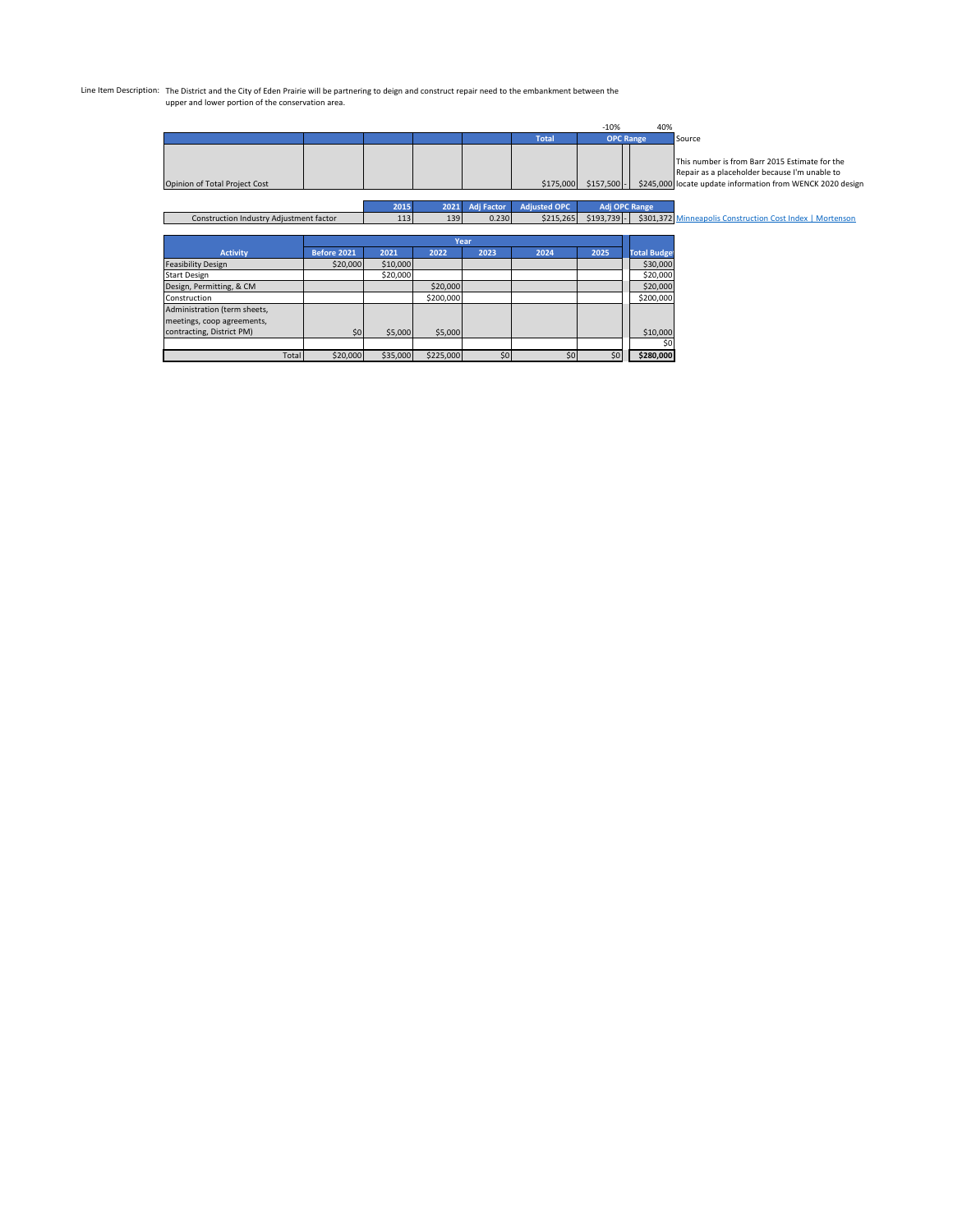Line Item Description: The District and the City of Eden Prairie will be partnering to deign and construct repair need to the embankment between the upper and lower portion of the conservation area.

| | | | | | Total | OPC Range -10% | OPC Range 40% | Source |
|---|---|---|---|---|---|---|---|---|
| Opinion of Total Project Cost | | | | | $175,000 | $157,500 - | $245,000 | This number is from Barr 2015 Estimate for the Repair as a placeholder because I'm unable to locate update information from WENCK 2020 design |

| | 2015 | 2021 | Adj Factor | Adjusted OPC | Adj OPC Range | | |
|---|---|---|---|---|---|---|---|
| Construction Industry Adjustment factor | 113 | 139 | 0.230 | $215,265 | $193,739 - | $301,372 | Minneapolis Construction Cost Index \| Mortenson |

| Activity | Before 2021 | 2021 | 2022 | 2023 | 2024 | 2025 | Total Budget |
|---|---|---|---|---|---|---|---|
| Feasibility Design | $20,000 | $10,000 | | | | | $30,000 |
| Start Design | | $20,000 | | | | | $20,000 |
| Design, Permitting, & CM | | | $20,000 | | | | $20,000 |
| Construction | | | $200,000 | | | | $200,000 |
| Administration (term sheets, meetings, coop agreements, contracting, District PM) | $0 | $5,000 | $5,000 | | | | $10,000 |
| | | | | | | | $0 |
| Total | $20,000 | $35,000 | $225,000 | $0 | $0 | $0 | **$280,000** |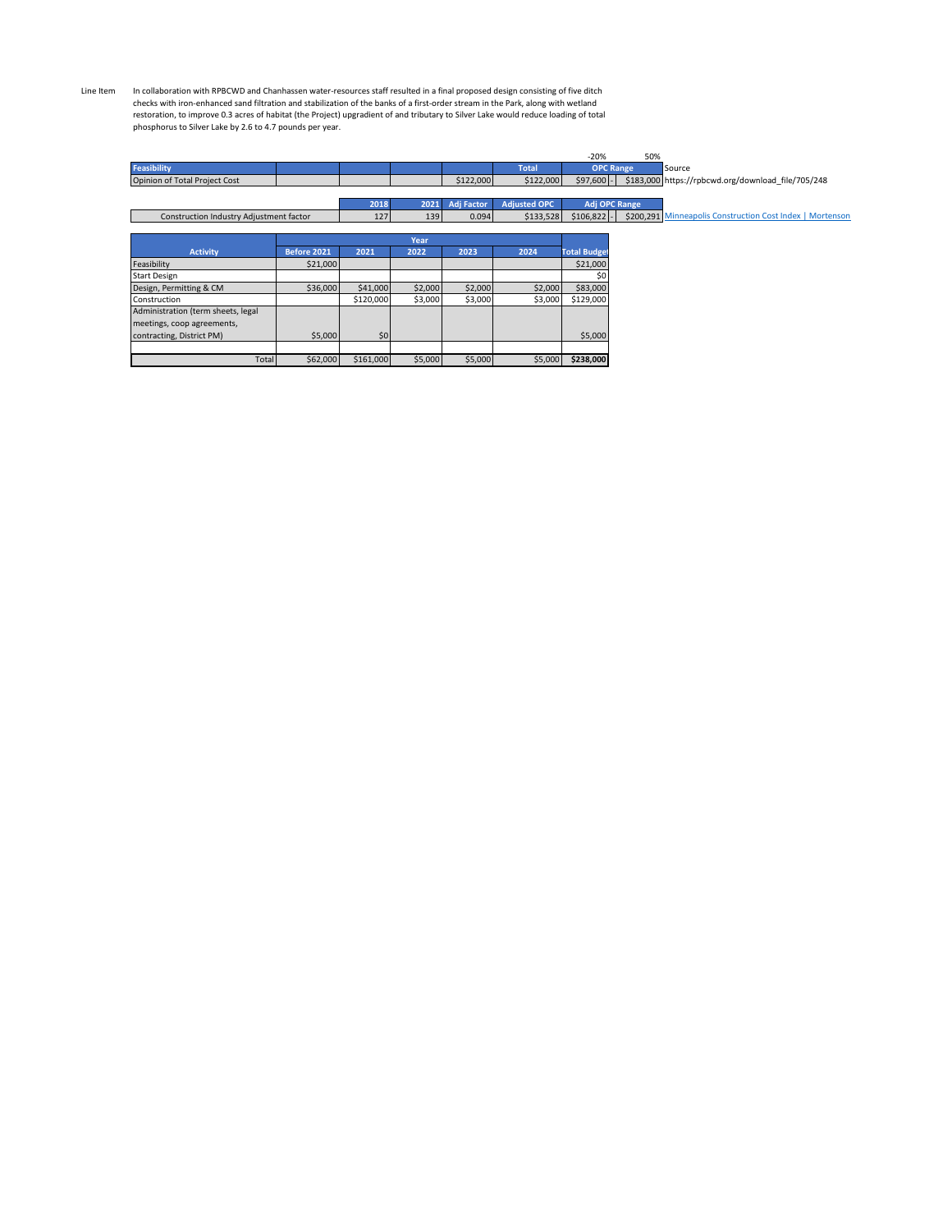Line Item In collaboration with RPBCWD and Chanhassen water-resources staff resulted in a final proposed design consisting of five ditch checks with iron-enhanced sand filtration and stabilization of the banks of a first-order stream in the Park, along with wetland restoration, to improve 0.3 acres of habitat (the Project) upgradient of and tributary to Silver Lake would reduce loading of total phosphorus to Silver Lake by 2.6 to 4.7 pounds per year.

| | | | | | | -20% | | 50% | |
|---|---|---|---|---|---|---|---|---|---|
| Feasibility | | | | | Total | OPC Range | | | Source |
| Opinion of Total Project Cost | | | | $122,000 | $122,000 | $97,600 | - | $183,000 | https://rpbcwd.org/download_file/705/248 |

| | 2018 | 2021 | Adj Factor | Adjusted OPC | Adj OPC Range | | | |
|---|---|---|---|---|---|---|---|---|
| Construction Industry Adjustment factor | 127 | 139 | 0.094 | $133,528 | $106,822 | - | $200,291 | Minneapolis Construction Cost Index \| Mortenson |

| | Year | | | | | |
|---|---|---|---|---|---|---|
| Activity | Before 2021 | 2021 | 2022 | 2023 | 2024 | Total Budget |
| Feasibility | $21,000 | | | | | $21,000 |
| Start Design | | | | | | $0 |
| Design, Permitting & CM | $36,000 | $41,000 | $2,000 | $2,000 | $2,000 | $83,000 |
| Construction | | $120,000 | $3,000 | $3,000 | $3,000 | $129,000 |
| Administration (term sheets, legal meetings, coop agreements, contracting, District PM) | $5,000 | $0 | | | | $5,000 |
| | | | | | | |
| Total | $62,000 | $161,000 | $5,000 | $5,000 | $5,000 | **$238,000** |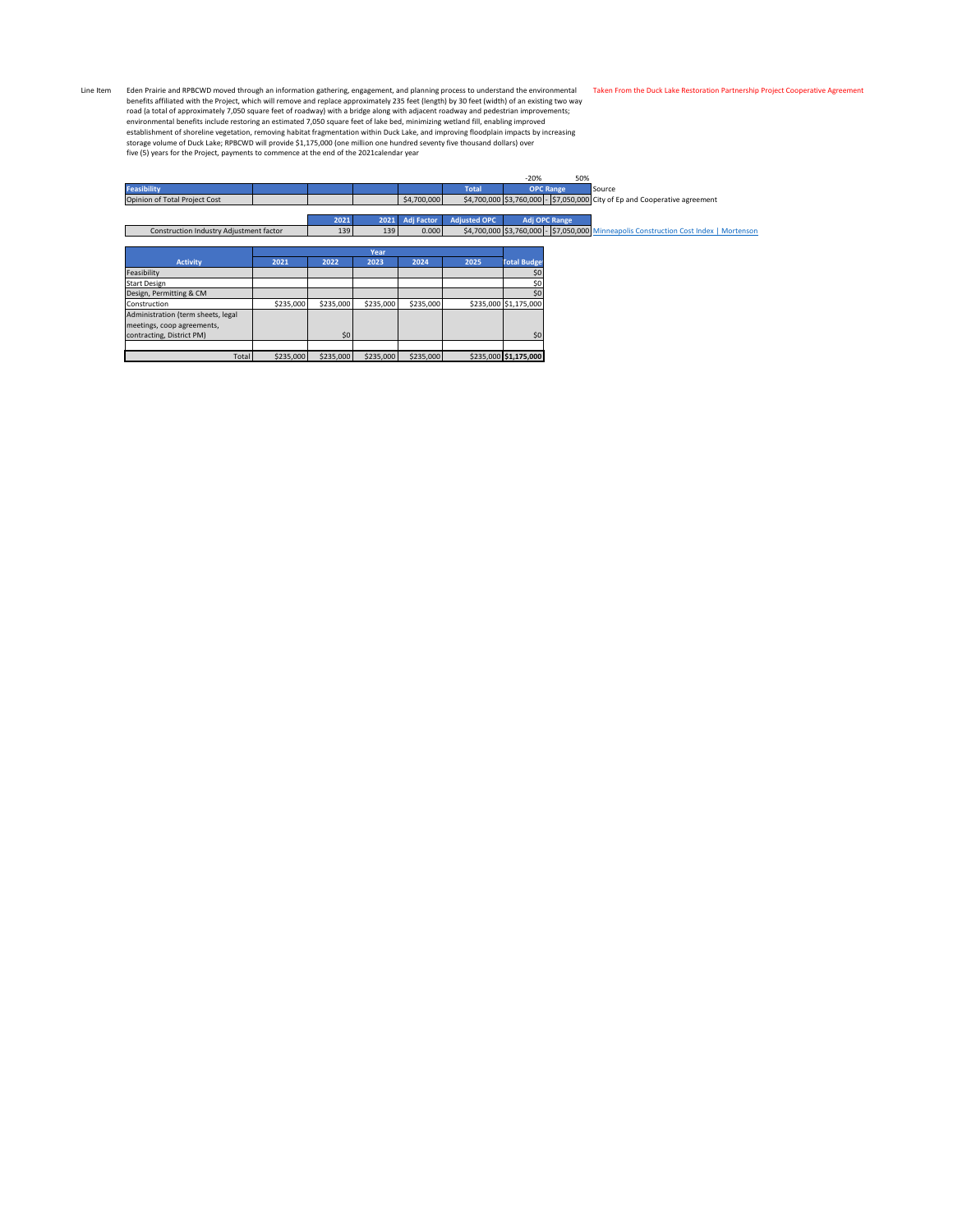Line Item

Eden Prairie and RPBCWD moved through an information gathering, engagement, and planning process to understand the environmental benefits affiliated with the Project, which will remove and replace approximately 235 feet (length) by 30 feet (width) of an existing two way road (a total of approximately 7,050 square feet of roadway) with a bridge along with adjacent roadway and pedestrian improvements; environmental benefits include restoring an estimated 7,050 square feet of lake bed, minimizing wetland fill, enabling improved establishment of shoreline vegetation, removing habitat fragmentation within Duck Lake, and improving floodplain impacts by increasing storage volume of Duck Lake; RPBCWD will provide $1,175,000 (one million one hundred seventy five thousand dollars) over five (5) years for the Project, payments to commence at the end of the 2021calendar year

Taken From the Duck Lake Restoration Partnership Project Cooperative Agreement

| Feasibility | | | | | Total | OPC Range (-20%) | | OPC Range (50%) | Source |
|---|---|---|---|---|---|---|---|---|---|
| Opinion of Total Project Cost | | | | $4,700,000 | $4,700,000 | $3,760,000 | - | $7,050,000 | City of Ep and Cooperative agreement |

| | 2021 | 2021 | Adj Factor | Adjusted OPC | Adj OPC Range | | | |
|---|---|---|---|---|---|---|---|---|
| Construction Industry Adjustment factor | 139 | 139 | 0.000 | $4,700,000 | $3,760,000 | - | $7,050,000 | Minneapolis Construction Cost Index \| Mortenson |

| Activity | 2021 | 2022 | 2023 | 2024 | 2025 | Total Budget |
|---|---|---|---|---|---|---|
| Feasibility | | | | | | $0 |
| Start Design | | | | | | $0 |
| Design, Permitting & CM | | | | | | $0 |
| Construction | $235,000 | $235,000 | $235,000 | $235,000 | $235,000 | $1,175,000 |
| Administration (term sheets, legal meetings, coop agreements, contracting, District PM) | | $0 | | | | $0 |
| | | | | | | |
| Total | $235,000 | $235,000 | $235,000 | $235,000 | $235,000 | **$1,175,000** |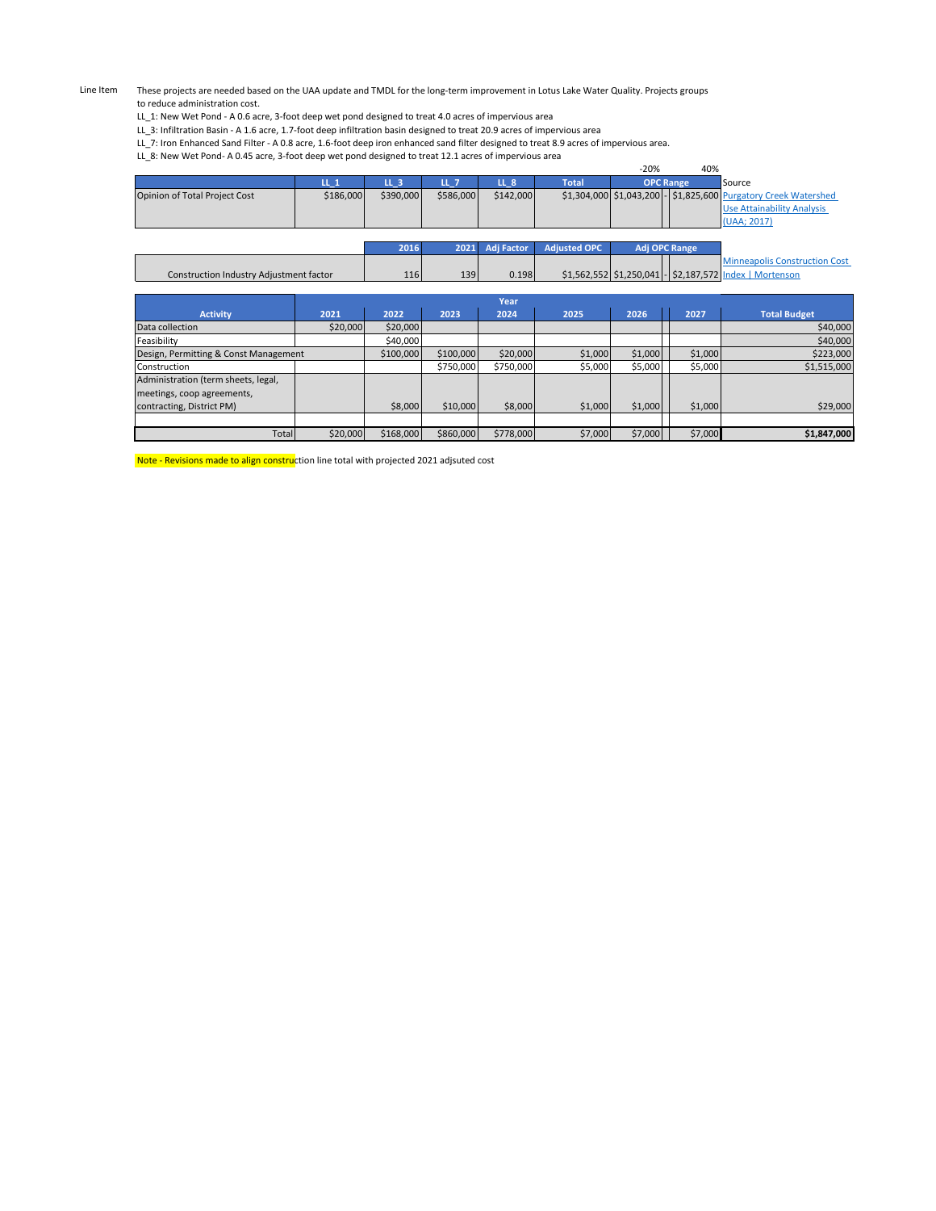Line Item

These projects are needed based on the UAA update and TMDL for the long-term improvement in Lotus Lake Water Quality. Projects groups to reduce administration cost.

LL_1: New Wet Pond - A 0.6 acre, 3-foot deep wet pond designed to treat 4.0 acres of impervious area

LL_3: Infiltration Basin - A 1.6 acre, 1.7-foot deep infiltration basin designed to treat 20.9 acres of impervious area

LL_7: Iron Enhanced Sand Filter - A 0.8 acre, 1.6-foot deep iron enhanced sand filter designed to treat 8.9 acres of impervious area.

LL_8: New Wet Pond- A 0.45 acre, 3-foot deep wet pond designed to treat 12.1 acres of impervious area

| | LL_1 | LL_3 | LL_7 | LL_8 | Total | OPC Range (-20%) | | OPC Range (40%) | Source |
|---|---|---|---|---|---|---|---|---|---|
| Opinion of Total Project Cost | $186,000 | $390,000 | $586,000 | $142,000 | $1,304,000 | $1,043,200 | - | $1,825,600 | Purgatory Creek Watershed Use Attainability Analysis (UAA; 2017) |

| | 2016 | 2021 | Adj Factor | Adjusted OPC | Adj OPC Range | | | |
|---|---|---|---|---|---|---|---|---|
| Construction Industry Adjustment factor | 116 | 139 | 0.198 | $1,562,552 | $1,250,041 | - | $2,187,572 | Minneapolis Construction Cost Index \| Mortenson |

| Activity | 2021 | 2022 | 2023 | 2024 | 2025 | 2026 | | 2027 | Total Budget |
|---|---|---|---|---|---|---|---|---|---|
| Data collection | $20,000 | $20,000 | | | | | | | $40,000 |
| Feasibility | | $40,000 | | | | | | | $40,000 |
| Design, Permitting & Const Management | | $100,000 | $100,000 | $20,000 | $1,000 | $1,000 | | $1,000 | $223,000 |
| Construction | | | $750,000 | $750,000 | $5,000 | $5,000 | | $5,000 | $1,515,000 |
| Administration (term sheets, legal, meetings, coop agreements, contracting, District PM) | | $8,000 | $10,000 | $8,000 | $1,000 | $1,000 | | $1,000 | $29,000 |
| | | | | | | | | | |
| Total | $20,000 | $168,000 | $860,000 | $778,000 | $7,000 | $7,000 | | $7,000 | **$1,847,000** |

Note - Revisions made to align construction line total with projected 2021 adjsuted cost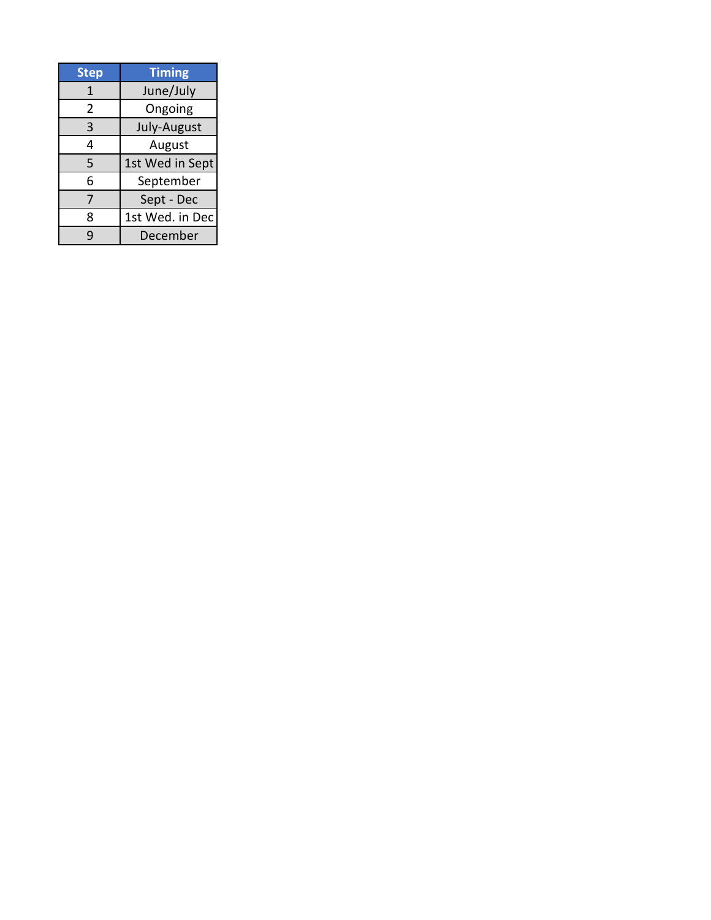| Step | Timing |
|---|---|
| 1 | June/July |
| 2 | Ongoing |
| 3 | July-August |
| 4 | August |
| 5 | 1st Wed in Sept |
| 6 | September |
| 7 | Sept - Dec |
| 8 | 1st Wed. in Dec |
| 9 | December |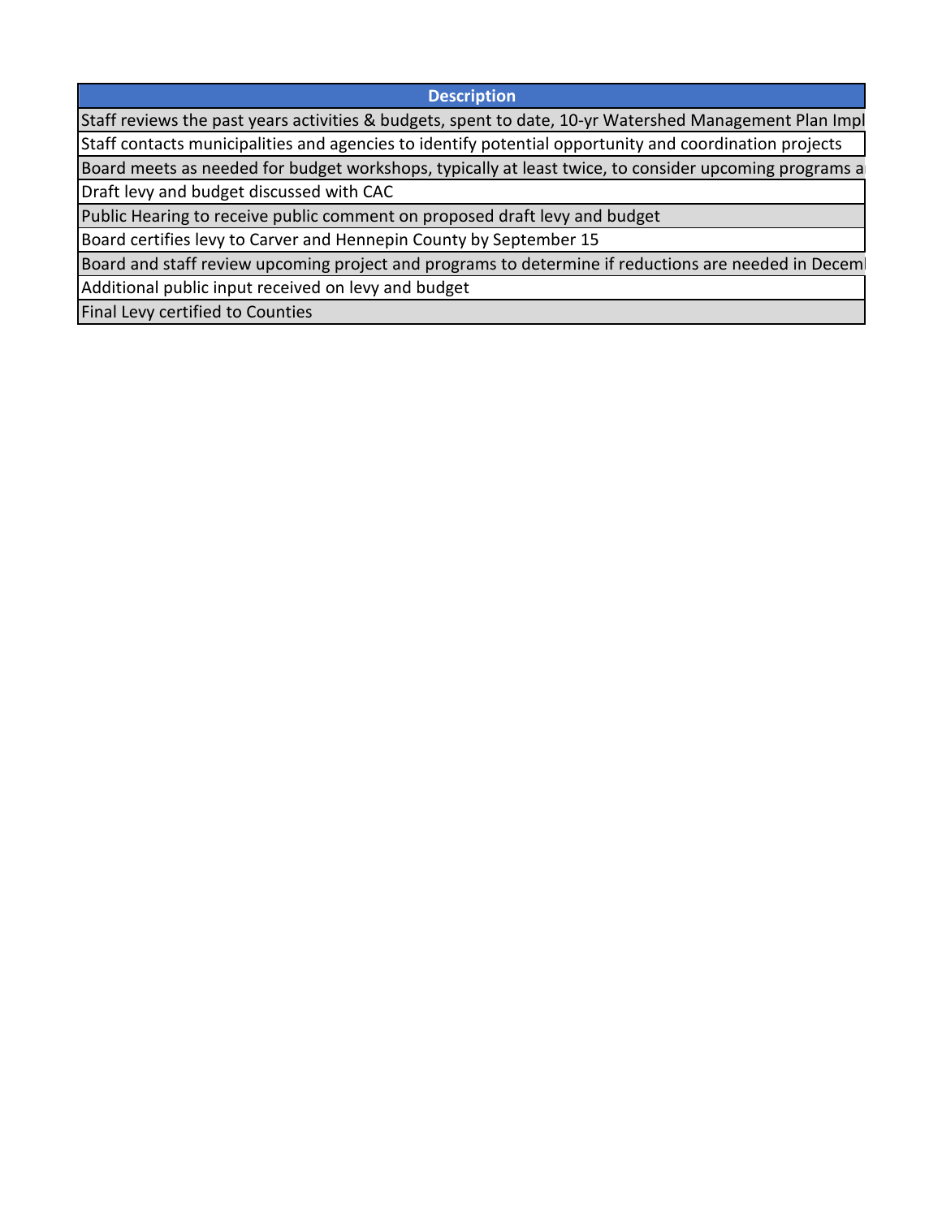| Description |
| --- |
| Staff reviews the past years activities & budgets, spent to date, 10-yr Watershed Management Plan Impl |
| Staff contacts municipalities and agencies to identify potential opportunity and coordination projects |
| Board meets as needed for budget workshops, typically at least twice, to consider upcoming programs a |
| Draft levy and budget discussed with CAC |
| Public Hearing to receive public comment on proposed draft levy and budget |
| Board certifies levy to Carver and Hennepin County by September 15 |
| Board and staff review upcoming project and programs to determine if reductions are needed in Decem |
| Additional public input received on levy and budget |
| Final Levy certified to Counties |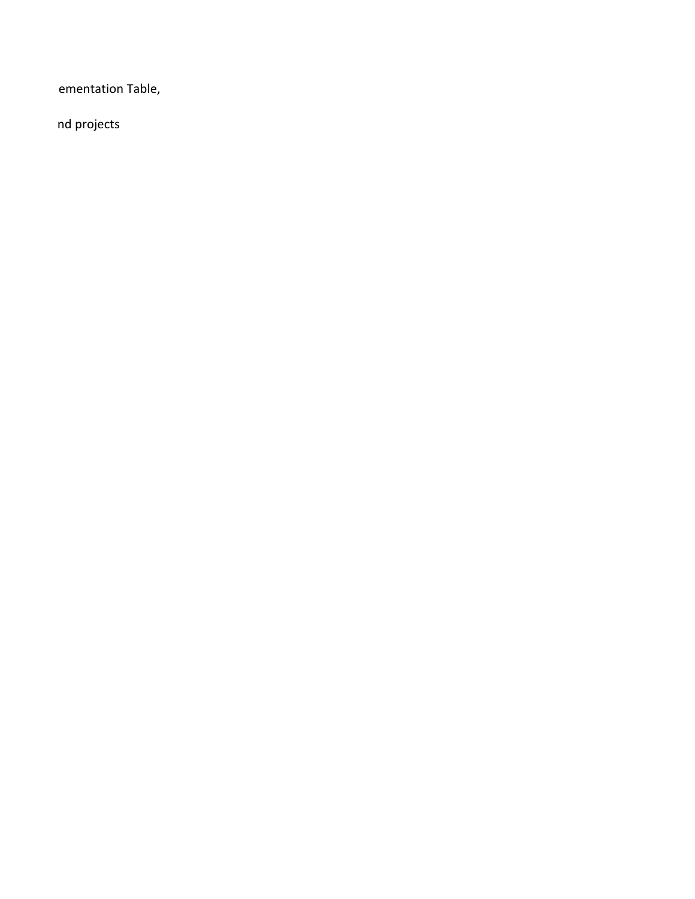ementation Table,

nd projects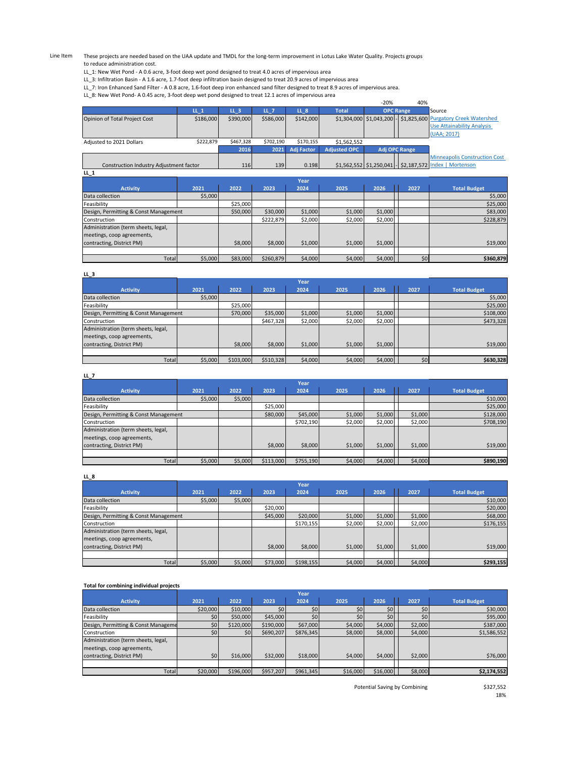Line Item

These projects are needed based on the UAA update and TMDL for the long-term improvement in Lotus Lake Water Quality. Projects groups to reduce administration cost.

LL_1: New Wet Pond - A 0.6 acre, 3-foot deep wet pond designed to treat 4.0 acres of impervious area

LL_3: Infiltration Basin - A 1.6 acre, 1.7-foot deep infiltration basin designed to treat 20.9 acres of impervious area

LL_7: Iron Enhanced Sand Filter - A 0.8 acre, 1.6-foot deep iron enhanced sand filter designed to treat 8.9 acres of impervious area.

LL_8: New Wet Pond- A 0.45 acre, 3-foot deep wet pond designed to treat 12.1 acres of impervious area

| | LL_1 | LL_3 | LL_7 | LL_8 | Total | OPC Range -20% | OPC Range 40% | Source |
|---|---|---|---|---|---|---|---|---|
| Opinion of Total Project Cost | $186,000 | $390,000 | $586,000 | $142,000 | $1,304,000 | $1,043,200 | $1,825,600 | Purgatory Creek Watershed Use Attainability Analysis (UAA; 2017) |
| Adjusted to 2021 Dollars | $222,879 | $467,328 | $702,190 | $170,155 | $1,562,552 | | | |

| | 2016 | 2021 | Adj Factor | Adjusted OPC | Adj OPC Range | | Source |
|---|---|---|---|---|---|---|---|
| Construction Industry Adjustment factor | 116 | 139 | 0.198 | $1,562,552 | $1,250,041 | $2,187,572 | Minneapolis Construction Cost Index \| Mortenson |

**LL_1**

| Activity | 2021 | 2022 | 2023 | 2024 | 2025 | 2026 | 2027 | Total Budget |
|---|---|---|---|---|---|---|---|---|
| Data collection | $5,000 | | | | | | | $5,000 |
| Feasibility | | $25,000 | | | | | | $25,000 |
| Design, Permitting & Const Management | | $50,000 | $30,000 | $1,000 | $1,000 | $1,000 | | $83,000 |
| Construction | | | $222,879 | $2,000 | $2,000 | $2,000 | | $228,879 |
| Administration (term sheets, legal, meetings, coop agreements, contracting, District PM) | | $8,000 | $8,000 | $1,000 | $1,000 | $1,000 | | $19,000 |
| Total | $5,000 | $83,000 | $260,879 | $4,000 | $4,000 | $4,000 | $0 | $360,879 |

**LL_3**

| Activity | 2021 | 2022 | 2023 | 2024 | 2025 | 2026 | 2027 | Total Budget |
|---|---|---|---|---|---|---|---|---|
| Data collection | $5,000 | | | | | | | $5,000 |
| Feasibility | | $25,000 | | | | | | $25,000 |
| Design, Permitting & Const Management | | $70,000 | $35,000 | $1,000 | $1,000 | $1,000 | | $108,000 |
| Construction | | | $467,328 | $2,000 | $2,000 | $2,000 | | $473,328 |
| Administration (term sheets, legal, meetings, coop agreements, contracting, District PM) | | $8,000 | $8,000 | $1,000 | $1,000 | $1,000 | | $19,000 |
| Total | $5,000 | $103,000 | $510,328 | $4,000 | $4,000 | $4,000 | $0 | $630,328 |

**LL_7**

| Activity | 2021 | 2022 | 2023 | 2024 | 2025 | 2026 | 2027 | Total Budget |
|---|---|---|---|---|---|---|---|---|
| Data collection | $5,000 | $5,000 | | | | | | $10,000 |
| Feasibility | | | $25,000 | | | | | $25,000 |
| Design, Permitting & Const Management | | | $80,000 | $45,000 | $1,000 | $1,000 | $1,000 | $128,000 |
| Construction | | | | $702,190 | $2,000 | $2,000 | $2,000 | $708,190 |
| Administration (term sheets, legal, meetings, coop agreements, contracting, District PM) | | | $8,000 | $8,000 | $1,000 | $1,000 | $1,000 | $19,000 |
| Total | $5,000 | $5,000 | $113,000 | $755,190 | $4,000 | $4,000 | $4,000 | $890,190 |

**LL_8**

| Activity | 2021 | 2022 | 2023 | 2024 | 2025 | 2026 | 2027 | Total Budget |
|---|---|---|---|---|---|---|---|---|
| Data collection | $5,000 | $5,000 | | | | | | $10,000 |
| Feasibility | | | $20,000 | | | | | $20,000 |
| Design, Permitting & Const Management | | | $45,000 | $20,000 | $1,000 | $1,000 | $1,000 | $68,000 |
| Construction | | | | $170,155 | $2,000 | $2,000 | $2,000 | $176,155 |
| Administration (term sheets, legal, meetings, coop agreements, contracting, District PM) | | | $8,000 | $8,000 | $1,000 | $1,000 | $1,000 | $19,000 |
| Total | $5,000 | $5,000 | $73,000 | $198,155 | $4,000 | $4,000 | $4,000 | $293,155 |

**Total for combining individual projects**

| Activity | 2021 | 2022 | 2023 | 2024 | 2025 | 2026 | 2027 | Total Budget |
|---|---|---|---|---|---|---|---|---|
| Data collection | $20,000 | $10,000 | $0 | $0 | $0 | $0 | $0 | $30,000 |
| Feasibility | $0 | $50,000 | $45,000 | $0 | $0 | $0 | $0 | $95,000 |
| Design, Permitting & Const Manageme | $0 | $120,000 | $190,000 | $67,000 | $4,000 | $4,000 | $2,000 | $387,000 |
| Construction | $0 | $0 | $690,207 | $876,345 | $8,000 | $8,000 | $4,000 | $1,586,552 |
| Administration (term sheets, legal, meetings, coop agreements, contracting, District PM) | $0 | $16,000 | $32,000 | $18,000 | $4,000 | $4,000 | $2,000 | $76,000 |
| Total | $20,000 | $196,000 | $957,207 | $961,345 | $16,000 | $16,000 | $8,000 | $2,174,552 |

Potential Saving by Combining $327,552

18%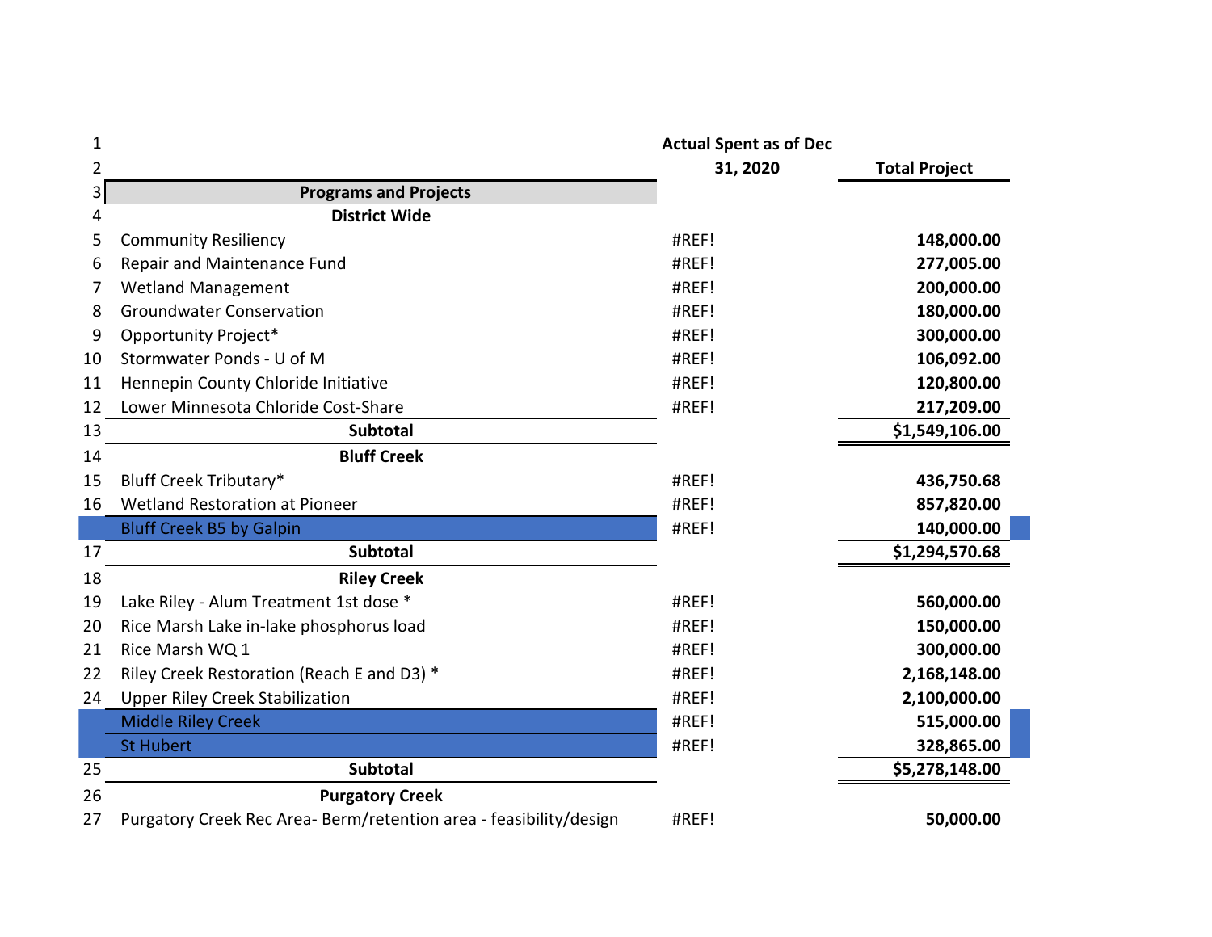| | | Actual Spent as of Dec 31, 2020 | Total Project |
|---|---|---|---|
| 3 | **Programs and Projects** | | |
| 4 | **District Wide** | | |
| 5 | Community Resiliency | #REF! | **148,000.00** |
| 6 | Repair and Maintenance Fund | #REF! | **277,005.00** |
| 7 | Wetland Management | #REF! | **200,000.00** |
| 8 | Groundwater Conservation | #REF! | **180,000.00** |
| 9 | Opportunity Project* | #REF! | **300,000.00** |
| 10 | Stormwater Ponds - U of M | #REF! | **106,092.00** |
| 11 | Hennepin County Chloride Initiative | #REF! | **120,800.00** |
| 12 | Lower Minnesota Chloride Cost-Share | #REF! | **217,209.00** |
| 13 | **Subtotal** | | **$1,549,106.00** |
| 14 | **Bluff Creek** | | |
| 15 | Bluff Creek Tributary* | #REF! | **436,750.68** |
| 16 | Wetland Restoration at Pioneer | #REF! | **857,820.00** |
| | Bluff Creek B5 by Galpin | #REF! | **140,000.00** |
| 17 | **Subtotal** | | **$1,294,570.68** |
| 18 | **Riley Creek** | | |
| 19 | Lake Riley - Alum Treatment 1st dose * | #REF! | **560,000.00** |
| 20 | Rice Marsh Lake in-lake phosphorus load | #REF! | **150,000.00** |
| 21 | Rice Marsh WQ 1 | #REF! | **300,000.00** |
| 22 | Riley Creek Restoration (Reach E and D3) * | #REF! | **2,168,148.00** |
| 24 | Upper Riley Creek Stabilization | #REF! | **2,100,000.00** |
| | Middle Riley Creek | #REF! | **515,000.00** |
| | St Hubert | #REF! | **328,865.00** |
| 25 | **Subtotal** | | **$5,278,148.00** |
| 26 | **Purgatory Creek** | | |
| 27 | Purgatory Creek Rec Area- Berm/retention area - feasibility/design | #REF! | **50,000.00** |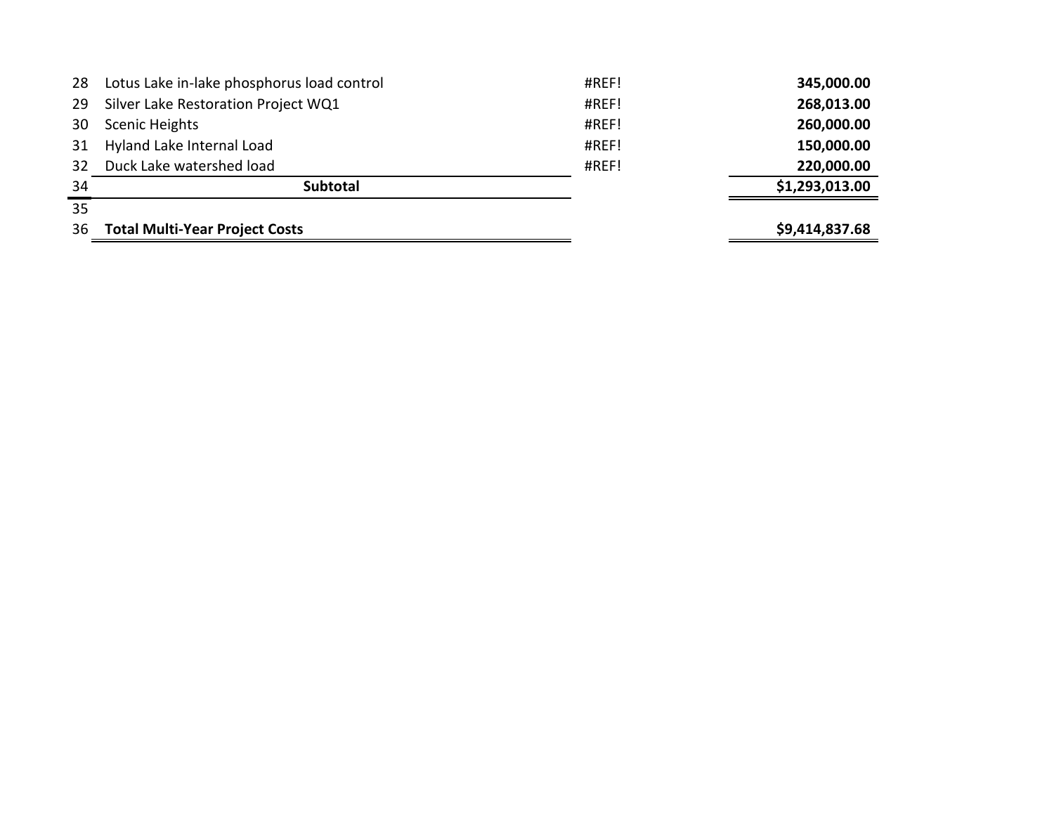| | | | |
|---|---|---|---|
| 28 | Lotus Lake in-lake phosphorus load control | #REF! | **345,000.00** |
| 29 | Silver Lake Restoration Project WQ1 | #REF! | **268,013.00** |
| 30 | Scenic Heights | #REF! | **260,000.00** |
| 31 | Hyland Lake Internal Load | #REF! | **150,000.00** |
| 32 | Duck Lake watershed load | #REF! | **220,000.00** |
| 34 | **Subtotal** | | **$1,293,013.00** |
| 35 | | | |
| 36 | **Total Multi-Year Project Costs** | | **$9,414,837.68** |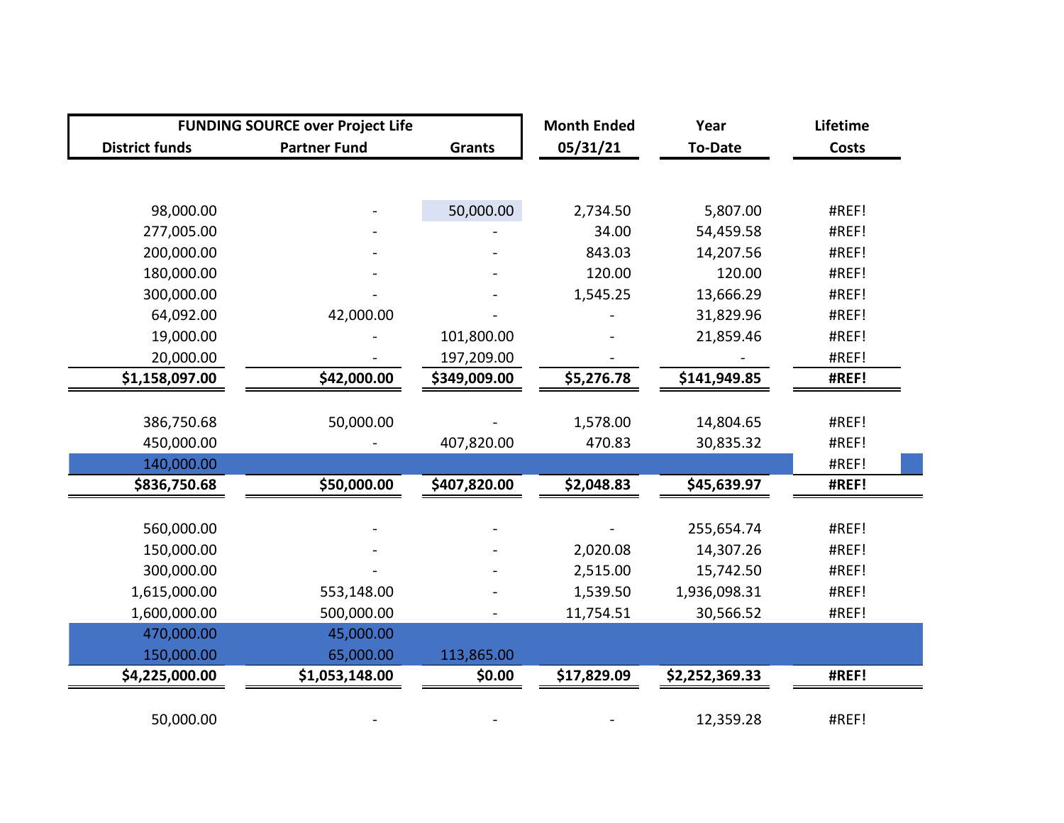| FUNDING SOURCE over Project Life District funds | Partner Fund | Grants | Month Ended 05/31/21 | Year To-Date | Lifetime Costs |
|---|---|---|---|---|---|
| 98,000.00 | - | 50,000.00 | 2,734.50 | 5,807.00 | #REF! |
| 277,005.00 | - | - | 34.00 | 54,459.58 | #REF! |
| 200,000.00 | - | - | 843.03 | 14,207.56 | #REF! |
| 180,000.00 | - | - | 120.00 | 120.00 | #REF! |
| 300,000.00 | - | - | 1,545.25 | 13,666.29 | #REF! |
| 64,092.00 | 42,000.00 | - | - | 31,829.96 | #REF! |
| 19,000.00 | - | 101,800.00 | - | 21,859.46 | #REF! |
| 20,000.00 | - | 197,209.00 | - | - | #REF! |
| **$1,158,097.00** | **$42,000.00** | **$349,009.00** | **$5,276.78** | **$141,949.85** | **#REF!** |
| | | | | | |
| 386,750.68 | 50,000.00 | - | 1,578.00 | 14,804.65 | #REF! |
| 450,000.00 | - | 407,820.00 | 470.83 | 30,835.32 | #REF! |
| 140,000.00 | | | | | #REF! |
| **$836,750.68** | **$50,000.00** | **$407,820.00** | **$2,048.83** | **$45,639.97** | **#REF!** |
| | | | | | |
| 560,000.00 | - | - | - | 255,654.74 | #REF! |
| 150,000.00 | - | - | 2,020.08 | 14,307.26 | #REF! |
| 300,000.00 | - | - | 2,515.00 | 15,742.50 | #REF! |
| 1,615,000.00 | 553,148.00 | - | 1,539.50 | 1,936,098.31 | #REF! |
| 1,600,000.00 | 500,000.00 | - | 11,754.51 | 30,566.52 | #REF! |
| 470,000.00 | 45,000.00 | | | | |
| 150,000.00 | 65,000.00 | 113,865.00 | | | |
| **$4,225,000.00** | **$1,053,148.00** | **$0.00** | **$17,829.09** | **$2,252,369.33** | **#REF!** |
| | | | | | |
| 50,000.00 | - | - | - | 12,359.28 | #REF! |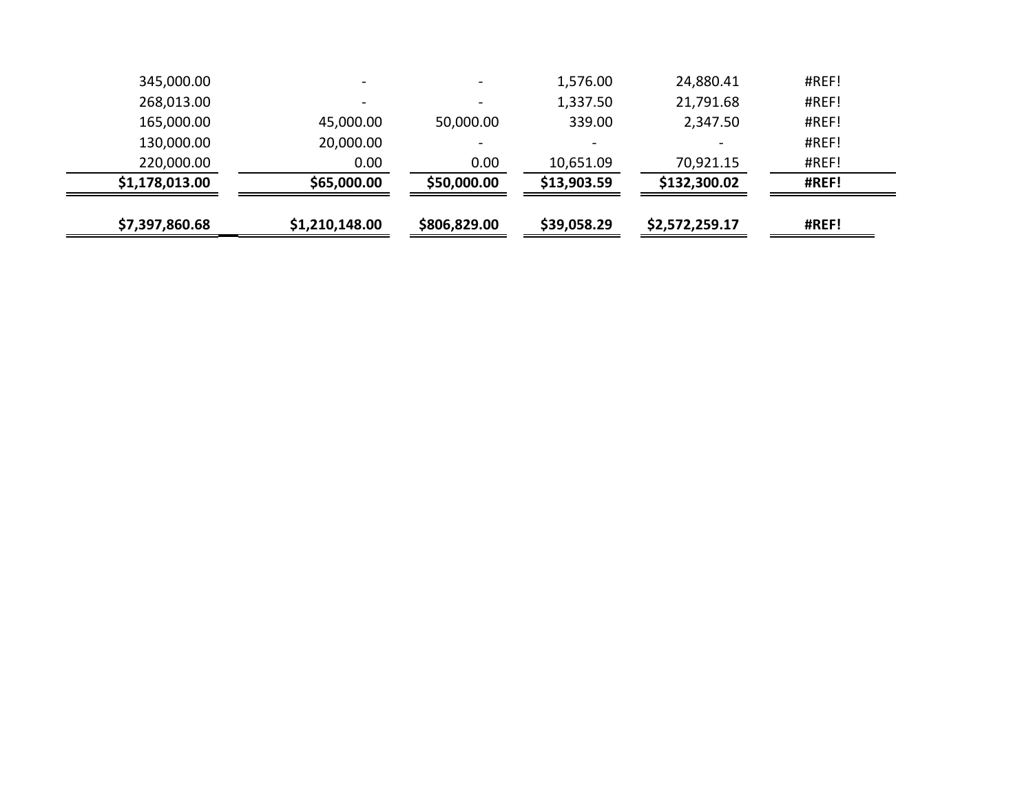| | | | | | |
|---|---|---|---|---|---|
| 345,000.00 | - | - | 1,576.00 | 24,880.41 | #REF! |
| 268,013.00 | - | - | 1,337.50 | 21,791.68 | #REF! |
| 165,000.00 | 45,000.00 | 50,000.00 | 339.00 | 2,347.50 | #REF! |
| 130,000.00 | 20,000.00 | - | - | - | #REF! |
| 220,000.00 | 0.00 | 0.00 | 10,651.09 | 70,921.15 | #REF! |
| **$1,178,013.00** | **$65,000.00** | **$50,000.00** | **$13,903.59** | **$132,300.02** | **#REF!** |
| | | | | | |
| **$7,397,860.68** | **$1,210,148.00** | **$806,829.00** | **$39,058.29** | **$2,572,259.17** | **#REF!** |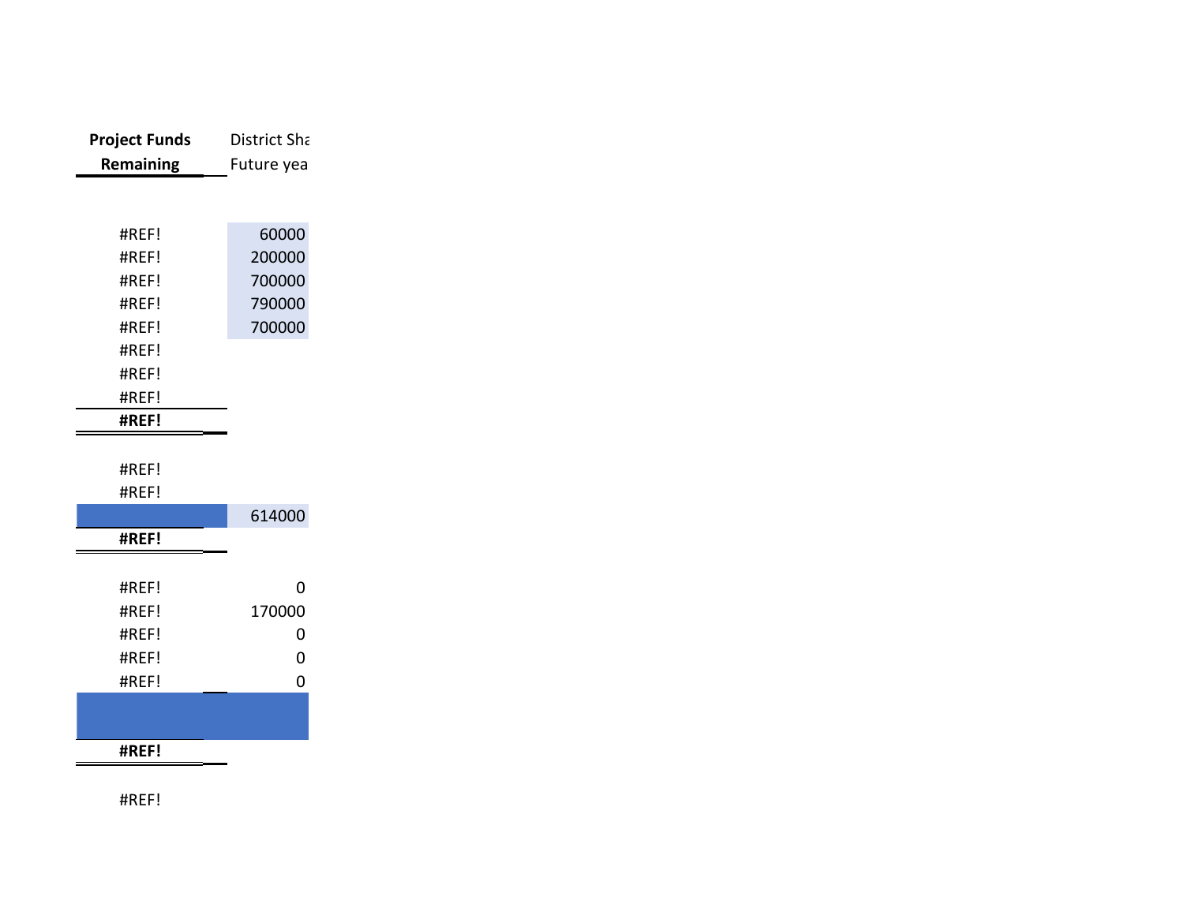| Project Funds Remaining | District Sha Future yea |
|---|---|
| | |
| #REF! | 60000 |
| #REF! | 200000 |
| #REF! | 700000 |
| #REF! | 790000 |
| #REF! | 700000 |
| #REF! | |
| #REF! | |
| #REF! | |
| **#REF!** | |
| | |
| #REF! | |
| #REF! | |
| | 614000 |
| **#REF!** | |
| | |
| #REF! | 0 |
| #REF! | 170000 |
| #REF! | 0 |
| #REF! | 0 |
| #REF! | 0 |
| | |
| **#REF!** | |
| | |
| #REF! | |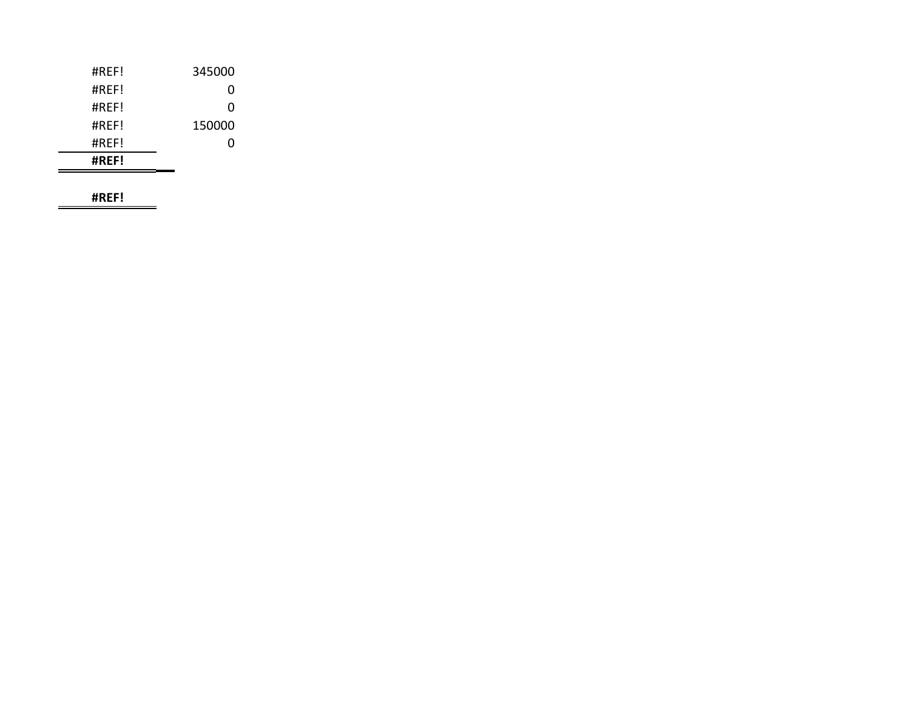| | |
|---|---|
| #REF! | 345000 |
| #REF! | 0 |
| #REF! | 0 |
| #REF! | 150000 |
| #REF! | 0 |
| **#REF!** | |
| | |
| **#REF!** | |